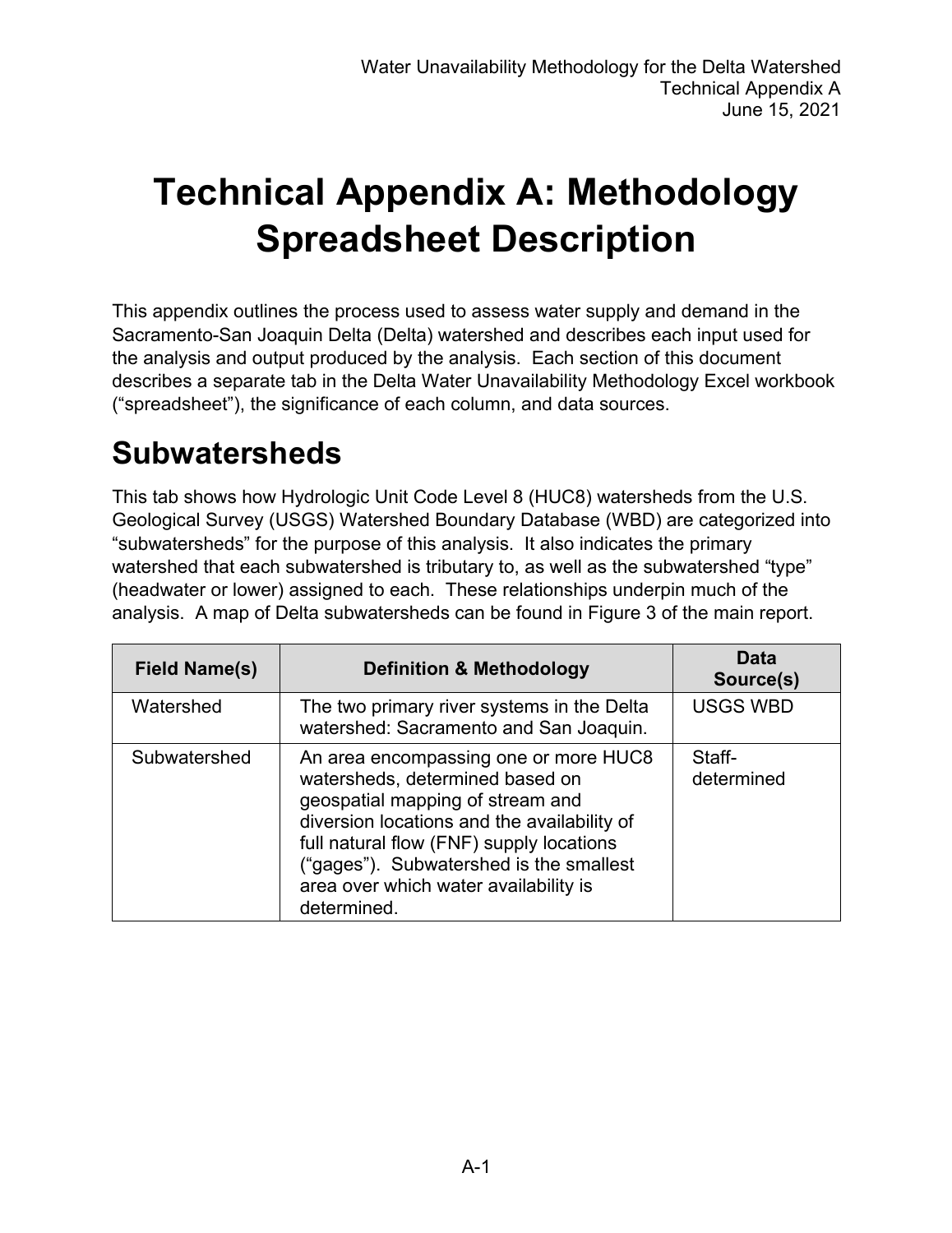# Technical Appendix A: Methodology Spreadsheet Description

This appendix outlines the process used to assess water supply and demand in the Sacramento-San Joaquin Delta (Delta) watershed and describes each input used for the analysis and output produced by the analysis. Each section of this document describes a separate tab in the Delta Water Unavailability Methodology Excel workbook ("spreadsheet"), the significance of each column, and data sources.

## Subwatersheds

This tab shows how Hydrologic Unit Code Level 8 (HUC8) watersheds from the U.S. Geological Survey (USGS) Watershed Boundary Database (WBD) are categorized into "subwatersheds" for the purpose of this analysis. It also indicates the primary watershed that each subwatershed is tributary to, as well as the subwatershed "type" (headwater or lower) assigned to each. These relationships underpin much of the analysis. A map of Delta subwatersheds can be found in Figure 3 of the main report.

| Field Name(s) | Definition & Methodology | Data Source(s) |
|---|---|---|
| Watershed | The two primary river systems in the Delta watershed: Sacramento and San Joaquin. | USGS WBD |
| Subwatershed | An area encompassing one or more HUC8 watersheds, determined based on geospatial mapping of stream and diversion locations and the availability of full natural flow (FNF) supply locations ("gages"). Subwatershed is the smallest area over which water availability is determined. | Staff-determined |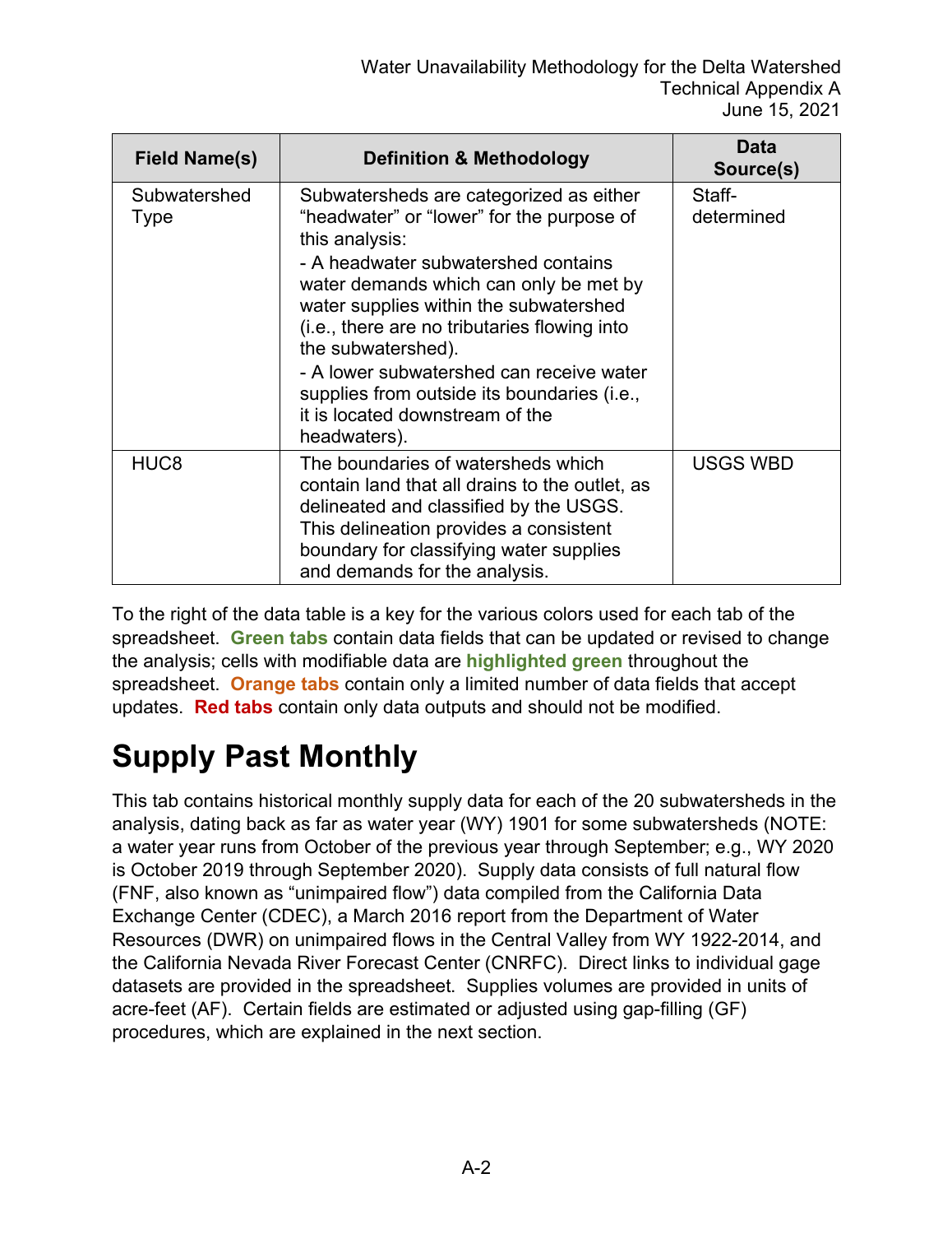| Field Name(s) | Definition & Methodology | Data Source(s) |
| --- | --- | --- |
| Subwatershed Type | Subwatersheds are categorized as either “headwater” or “lower” for the purpose of this analysis:<br>- A headwater subwatershed contains water demands which can only be met by water supplies within the subwatershed (i.e., there are no tributaries flowing into the subwatershed).<br>- A lower subwatershed can receive water supplies from outside its boundaries (i.e., it is located downstream of the headwaters). | Staff-determined |
| HUC8 | The boundaries of watersheds which contain land that all drains to the outlet, as delineated and classified by the USGS. This delineation provides a consistent boundary for classifying water supplies and demands for the analysis. | USGS WBD |

To the right of the data table is a key for the various colors used for each tab of the spreadsheet. **Green tabs** contain data fields that can be updated or revised to change the analysis; cells with modifiable data are **highlighted green** throughout the spreadsheet. **Orange tabs** contain only a limited number of data fields that accept updates. **Red tabs** contain only data outputs and should not be modified.

# Supply Past Monthly

This tab contains historical monthly supply data for each of the 20 subwatersheds in the analysis, dating back as far as water year (WY) 1901 for some subwatersheds (NOTE: a water year runs from October of the previous year through September; e.g., WY 2020 is October 2019 through September 2020). Supply data consists of full natural flow (FNF, also known as “unimpaired flow”) data compiled from the California Data Exchange Center (CDEC), a March 2016 report from the Department of Water Resources (DWR) on unimpaired flows in the Central Valley from WY 1922-2014, and the California Nevada River Forecast Center (CNRFC). Direct links to individual gage datasets are provided in the spreadsheet. Supplies volumes are provided in units of acre-feet (AF). Certain fields are estimated or adjusted using gap-filling (GF) procedures, which are explained in the next section.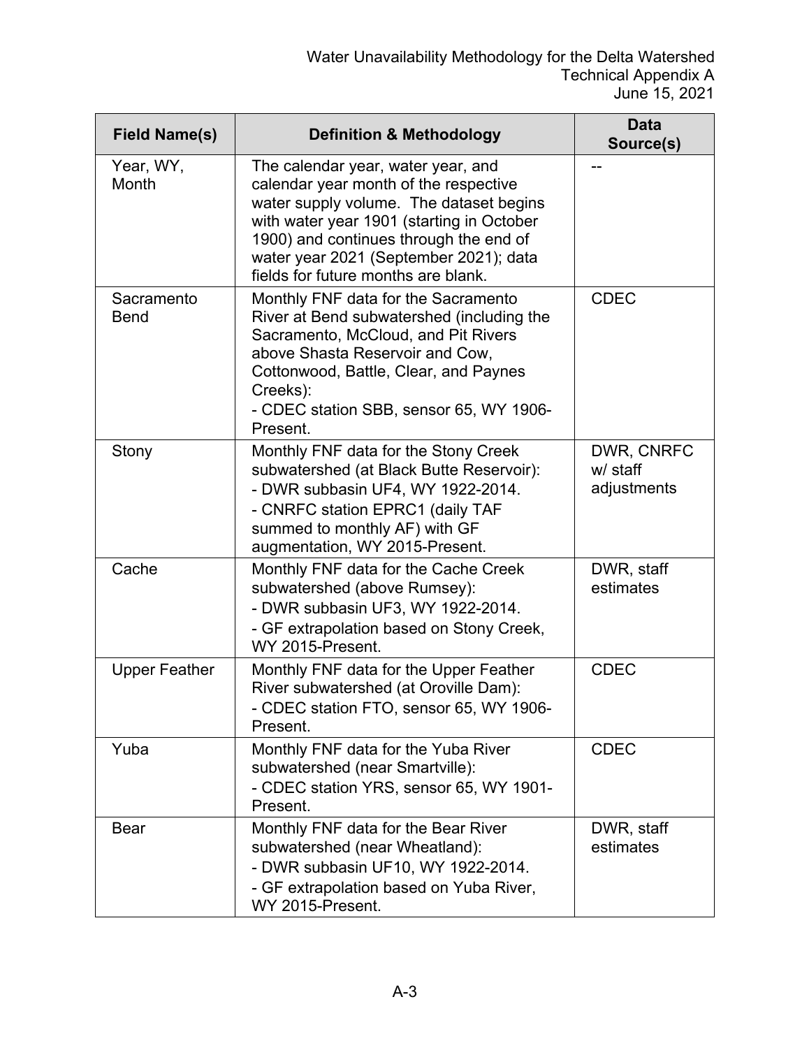| Field Name(s) | Definition & Methodology | Data Source(s) |
|---|---|---|
| Year, WY, Month | The calendar year, water year, and calendar year month of the respective water supply volume. The dataset begins with water year 1901 (starting in October 1900) and continues through the end of water year 2021 (September 2021); data fields for future months are blank. | -- |
| Sacramento Bend | Monthly FNF data for the Sacramento River at Bend subwatershed (including the Sacramento, McCloud, and Pit Rivers above Shasta Reservoir and Cow, Cottonwood, Battle, Clear, and Paynes Creeks):<br>- CDEC station SBB, sensor 65, WY 1906-Present. | CDEC |
| Stony | Monthly FNF data for the Stony Creek subwatershed (at Black Butte Reservoir):<br>- DWR subbasin UF4, WY 1922-2014.<br>- CNRFC station EPRC1 (daily TAF summed to monthly AF) with GF augmentation, WY 2015-Present. | DWR, CNRFC w/ staff adjustments |
| Cache | Monthly FNF data for the Cache Creek subwatershed (above Rumsey):<br>- DWR subbasin UF3, WY 1922-2014.<br>- GF extrapolation based on Stony Creek, WY 2015-Present. | DWR, staff estimates |
| Upper Feather | Monthly FNF data for the Upper Feather River subwatershed (at Oroville Dam):<br>- CDEC station FTO, sensor 65, WY 1906-Present. | CDEC |
| Yuba | Monthly FNF data for the Yuba River subwatershed (near Smartville):<br>- CDEC station YRS, sensor 65, WY 1901-Present. | CDEC |
| Bear | Monthly FNF data for the Bear River subwatershed (near Wheatland):<br>- DWR subbasin UF10, WY 1922-2014.<br>- GF extrapolation based on Yuba River, WY 2015-Present. | DWR, staff estimates |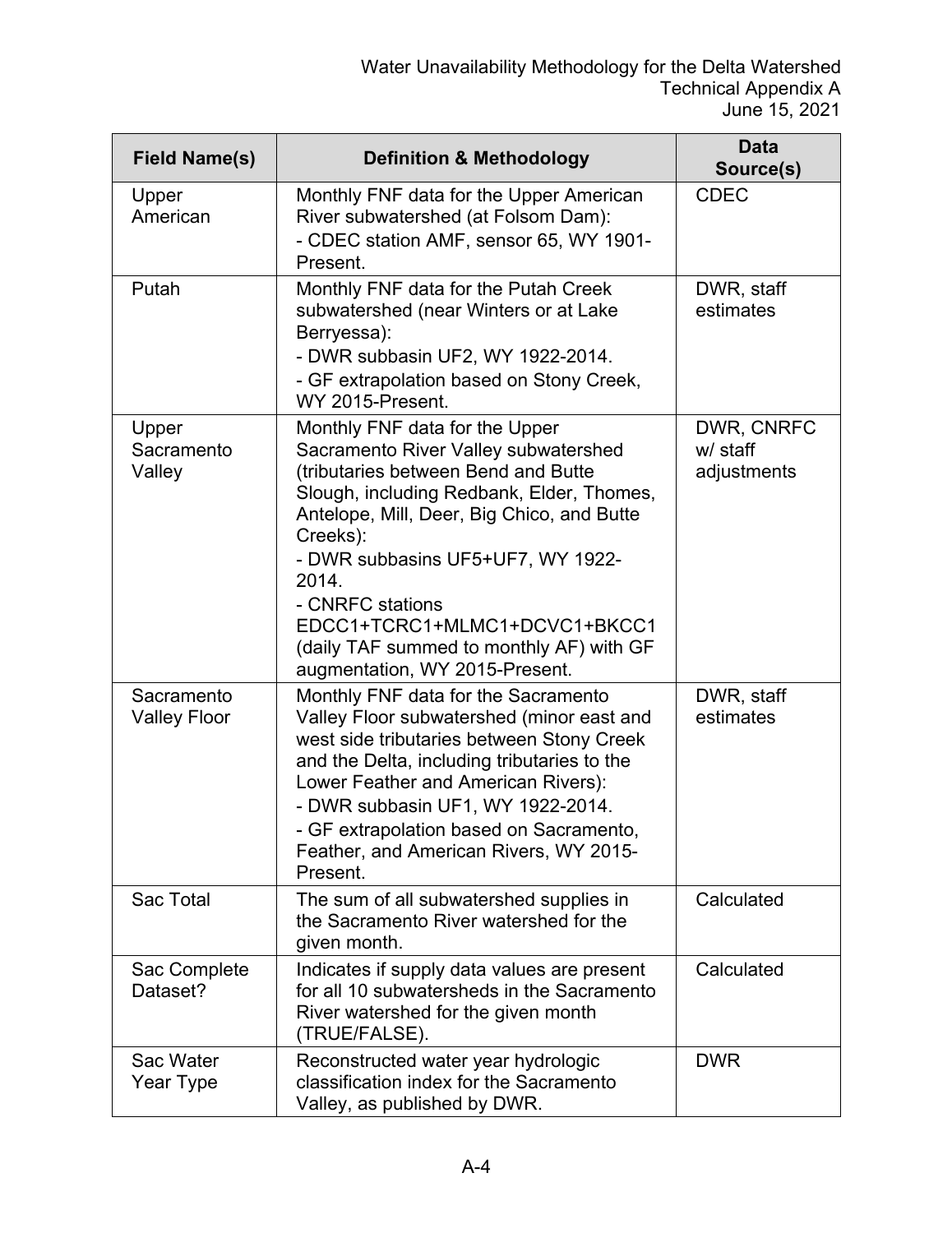| Field Name(s) | Definition & Methodology | Data Source(s) |
|---|---|---|
| Upper American | Monthly FNF data for the Upper American River subwatershed (at Folsom Dam):<br>- CDEC station AMF, sensor 65, WY 1901-Present. | CDEC |
| Putah | Monthly FNF data for the Putah Creek subwatershed (near Winters or at Lake Berryessa):<br>- DWR subbasin UF2, WY 1922-2014.<br>- GF extrapolation based on Stony Creek, WY 2015-Present. | DWR, staff estimates |
| Upper Sacramento Valley | Monthly FNF data for the Upper Sacramento River Valley subwatershed (tributaries between Bend and Butte Slough, including Redbank, Elder, Thomes, Antelope, Mill, Deer, Big Chico, and Butte Creeks):<br>- DWR subbasins UF5+UF7, WY 1922-2014.<br>- CNRFC stations EDCC1+TCRC1+MLMC1+DCVC1+BKCC1 (daily TAF summed to monthly AF) with GF augmentation, WY 2015-Present. | DWR, CNRFC w/ staff adjustments |
| Sacramento Valley Floor | Monthly FNF data for the Sacramento Valley Floor subwatershed (minor east and west side tributaries between Stony Creek and the Delta, including tributaries to the Lower Feather and American Rivers):<br>- DWR subbasin UF1, WY 1922-2014.<br>- GF extrapolation based on Sacramento, Feather, and American Rivers, WY 2015-Present. | DWR, staff estimates |
| Sac Total | The sum of all subwatershed supplies in the Sacramento River watershed for the given month. | Calculated |
| Sac Complete Dataset? | Indicates if supply data values are present for all 10 subwatersheds in the Sacramento River watershed for the given month (TRUE/FALSE). | Calculated |
| Sac Water Year Type | Reconstructed water year hydrologic classification index for the Sacramento Valley, as published by DWR. | DWR |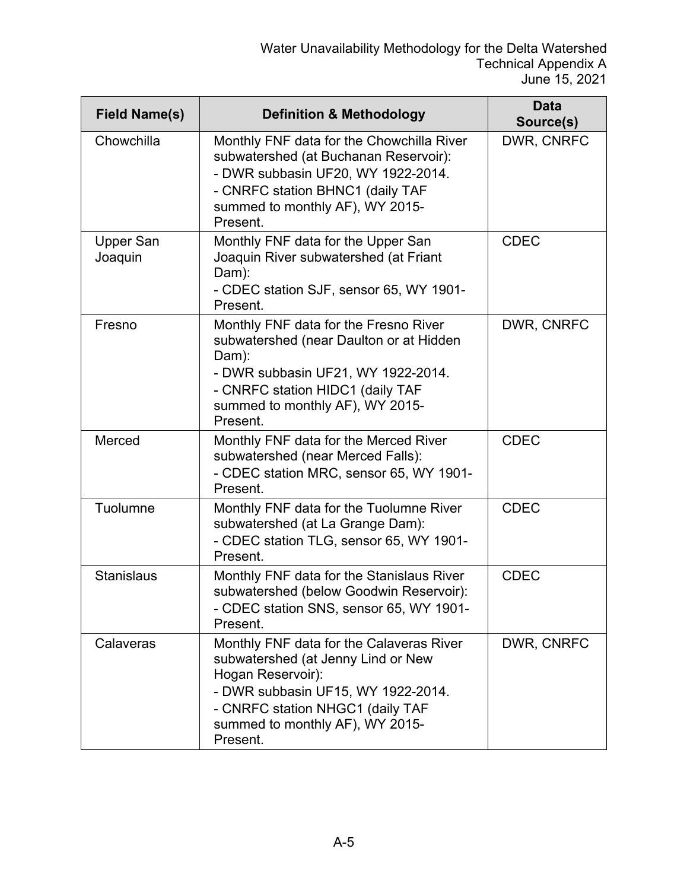| Field Name(s) | Definition & Methodology | Data Source(s) |
|---|---|---|
| Chowchilla | Monthly FNF data for the Chowchilla River subwatershed (at Buchanan Reservoir):<br>- DWR subbasin UF20, WY 1922-2014.<br>- CNRFC station BHNC1 (daily TAF summed to monthly AF), WY 2015-Present. | DWR, CNRFC |
| Upper San Joaquin | Monthly FNF data for the Upper San Joaquin River subwatershed (at Friant Dam):<br>- CDEC station SJF, sensor 65, WY 1901-Present. | CDEC |
| Fresno | Monthly FNF data for the Fresno River subwatershed (near Daulton or at Hidden Dam):<br>- DWR subbasin UF21, WY 1922-2014.<br>- CNRFC station HIDC1 (daily TAF summed to monthly AF), WY 2015-Present. | DWR, CNRFC |
| Merced | Monthly FNF data for the Merced River subwatershed (near Merced Falls):<br>- CDEC station MRC, sensor 65, WY 1901-Present. | CDEC |
| Tuolumne | Monthly FNF data for the Tuolumne River subwatershed (at La Grange Dam):<br>- CDEC station TLG, sensor 65, WY 1901-Present. | CDEC |
| Stanislaus | Monthly FNF data for the Stanislaus River subwatershed (below Goodwin Reservoir):<br>- CDEC station SNS, sensor 65, WY 1901-Present. | CDEC |
| Calaveras | Monthly FNF data for the Calaveras River subwatershed (at Jenny Lind or New Hogan Reservoir):<br>- DWR subbasin UF15, WY 1922-2014.<br>- CNRFC station NHGC1 (daily TAF summed to monthly AF), WY 2015-Present. | DWR, CNRFC |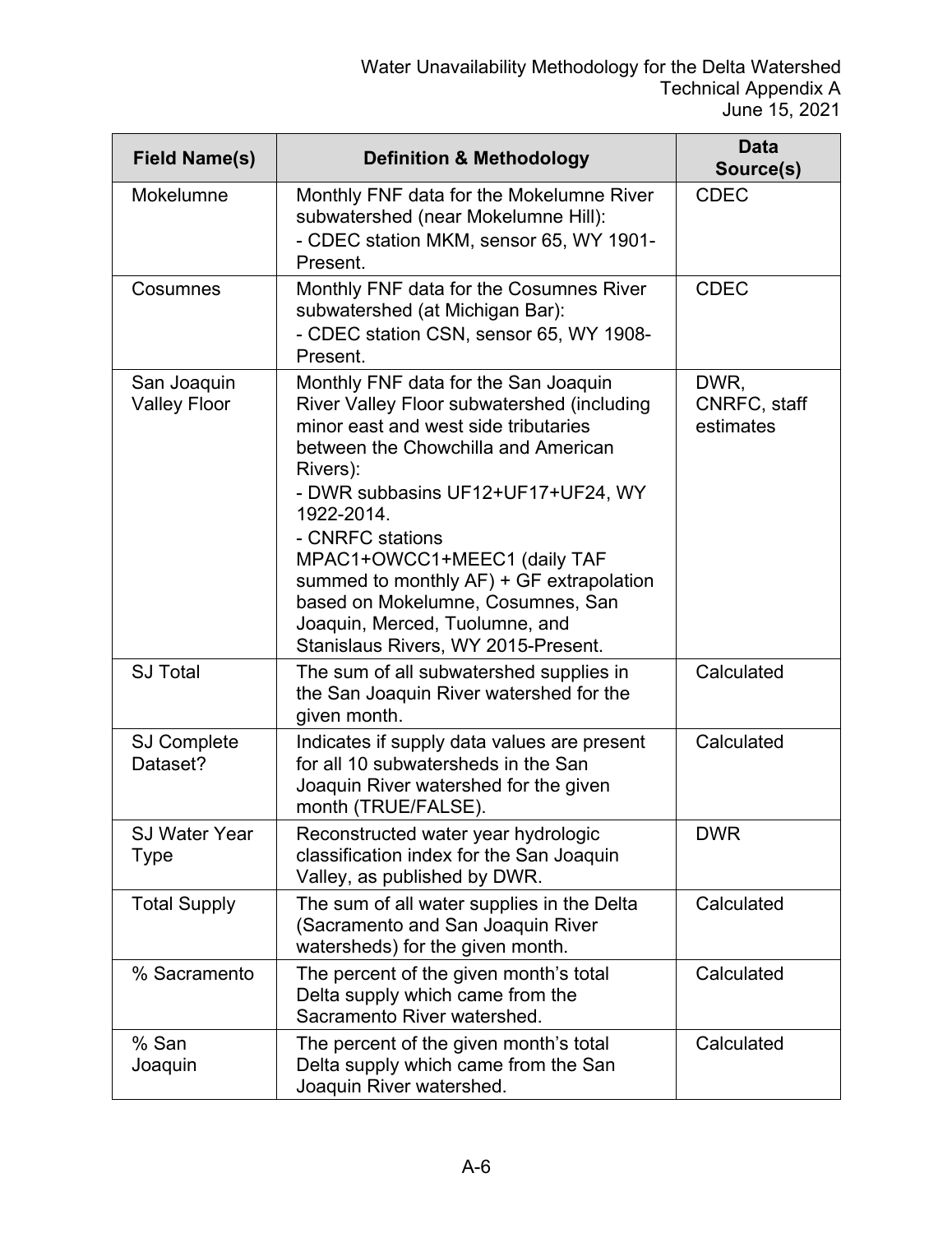| Field Name(s) | Definition & Methodology | Data Source(s) |
|---|---|---|
| Mokelumne | Monthly FNF data for the Mokelumne River subwatershed (near Mokelumne Hill):<br>- CDEC station MKM, sensor 65, WY 1901-Present. | CDEC |
| Cosumnes | Monthly FNF data for the Cosumnes River subwatershed (at Michigan Bar):<br>- CDEC station CSN, sensor 65, WY 1908-Present. | CDEC |
| San Joaquin Valley Floor | Monthly FNF data for the San Joaquin River Valley Floor subwatershed (including minor east and west side tributaries between the Chowchilla and American Rivers):<br>- DWR subbasins UF12+UF17+UF24, WY 1922-2014.<br>- CNRFC stations MPAC1+OWCC1+MEEC1 (daily TAF summed to monthly AF) + GF extrapolation based on Mokelumne, Cosumnes, San Joaquin, Merced, Tuolumne, and Stanislaus Rivers, WY 2015-Present. | DWR, CNRFC, staff estimates |
| SJ Total | The sum of all subwatershed supplies in the San Joaquin River watershed for the given month. | Calculated |
| SJ Complete Dataset? | Indicates if supply data values are present for all 10 subwatersheds in the San Joaquin River watershed for the given month (TRUE/FALSE). | Calculated |
| SJ Water Year Type | Reconstructed water year hydrologic classification index for the San Joaquin Valley, as published by DWR. | DWR |
| Total Supply | The sum of all water supplies in the Delta (Sacramento and San Joaquin River watersheds) for the given month. | Calculated |
| % Sacramento | The percent of the given month's total Delta supply which came from the Sacramento River watershed. | Calculated |
| % San Joaquin | The percent of the given month's total Delta supply which came from the San Joaquin River watershed. | Calculated |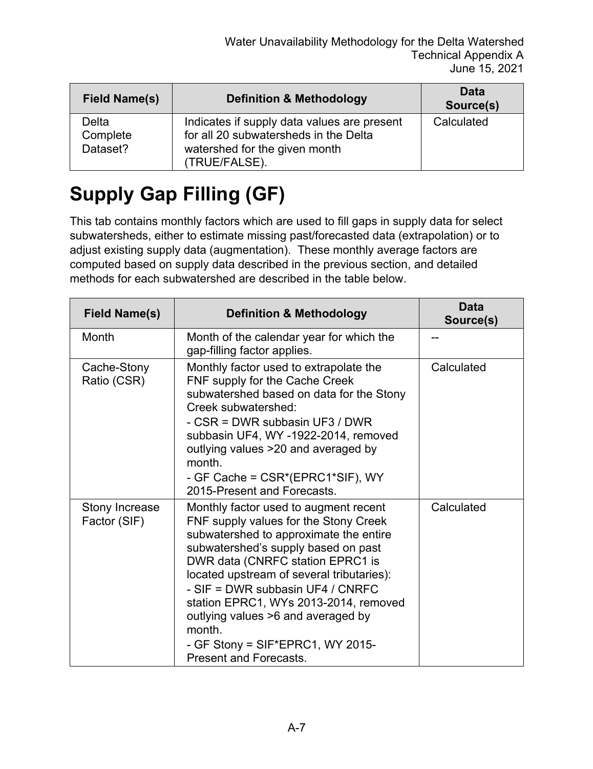| Field Name(s) | Definition & Methodology | Data Source(s) |
| --- | --- | --- |
| Delta Complete Dataset? | Indicates if supply data values are present for all 20 subwatersheds in the Delta watershed for the given month (TRUE/FALSE). | Calculated |

# Supply Gap Filling (GF)

This tab contains monthly factors which are used to fill gaps in supply data for select subwatersheds, either to estimate missing past/forecasted data (extrapolation) or to adjust existing supply data (augmentation). These monthly average factors are computed based on supply data described in the previous section, and detailed methods for each subwatershed are described in the table below.

| Field Name(s) | Definition & Methodology | Data Source(s) |
| --- | --- | --- |
| Month | Month of the calendar year for which the gap-filling factor applies. | -- |
| Cache-Stony Ratio (CSR) | Monthly factor used to extrapolate the FNF supply for the Cache Creek subwatershed based on data for the Stony Creek subwatershed:<br>- CSR = DWR subbasin UF3 / DWR subbasin UF4, WY -1922-2014, removed outlying values >20 and averaged by month.<br>- GF Cache = CSR*(EPRC1*SIF), WY 2015-Present and Forecasts. | Calculated |
| Stony Increase Factor (SIF) | Monthly factor used to augment recent FNF supply values for the Stony Creek subwatershed to approximate the entire subwatershed's supply based on past DWR data (CNRFC station EPRC1 is located upstream of several tributaries):<br>- SIF = DWR subbasin UF4 / CNRFC station EPRC1, WYs 2013-2014, removed outlying values >6 and averaged by month.<br>- GF Stony = SIF*EPRC1, WY 2015-Present and Forecasts. | Calculated |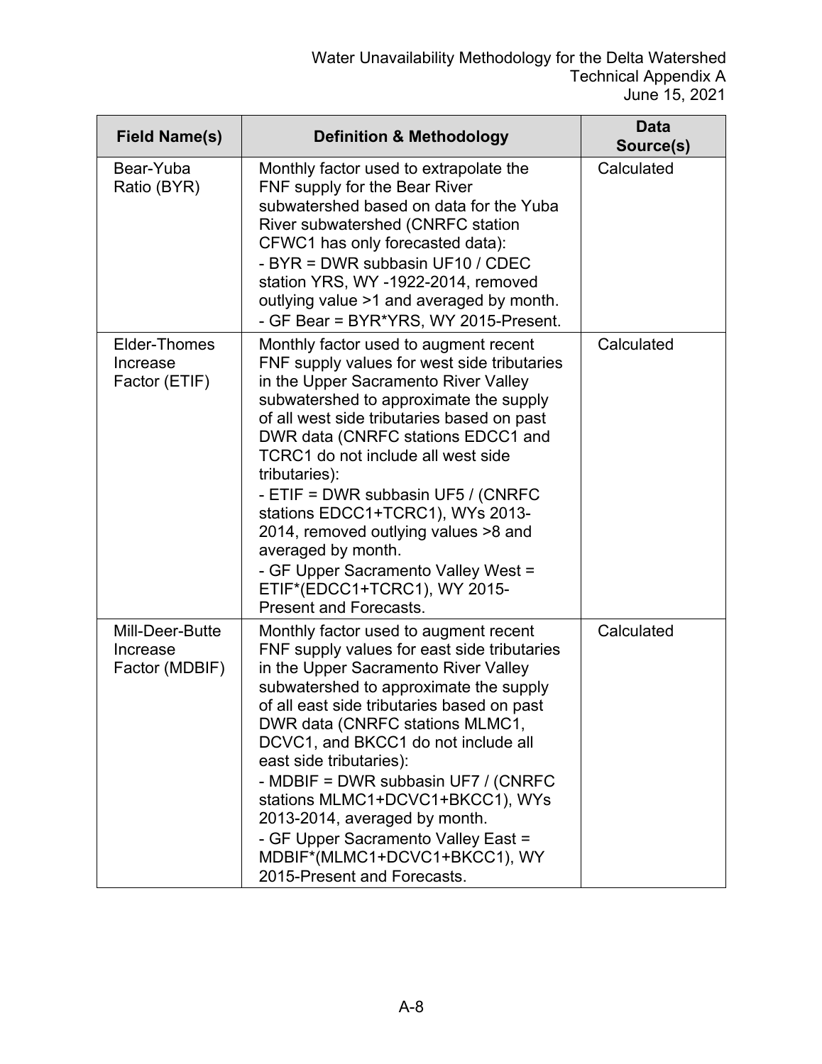| Field Name(s) | Definition & Methodology | Data Source(s) |
|---|---|---|
| Bear-Yuba Ratio (BYR) | Monthly factor used to extrapolate the FNF supply for the Bear River subwatershed based on data for the Yuba River subwatershed (CNRFC station CFWC1 has only forecasted data):<br>- BYR = DWR subbasin UF10 / CDEC station YRS, WY -1922-2014, removed outlying value >1 and averaged by month.<br>- GF Bear = BYR*YRS, WY 2015-Present. | Calculated |
| Elder-Thomes Increase Factor (ETIF) | Monthly factor used to augment recent FNF supply values for west side tributaries in the Upper Sacramento River Valley subwatershed to approximate the supply of all west side tributaries based on past DWR data (CNRFC stations EDCC1 and TCRC1 do not include all west side tributaries):<br>- ETIF = DWR subbasin UF5 / (CNRFC stations EDCC1+TCRC1), WYs 2013-2014, removed outlying values >8 and averaged by month.<br>- GF Upper Sacramento Valley West = ETIF*(EDCC1+TCRC1), WY 2015-Present and Forecasts. | Calculated |
| Mill-Deer-Butte Increase Factor (MDBIF) | Monthly factor used to augment recent FNF supply values for east side tributaries in the Upper Sacramento River Valley subwatershed to approximate the supply of all east side tributaries based on past DWR data (CNRFC stations MLMC1, DCVC1, and BKCC1 do not include all east side tributaries):<br>- MDBIF = DWR subbasin UF7 / (CNRFC stations MLMC1+DCVC1+BKCC1), WYs 2013-2014, averaged by month.<br>- GF Upper Sacramento Valley East = MDBIF*(MLMC1+DCVC1+BKCC1), WY 2015-Present and Forecasts. | Calculated |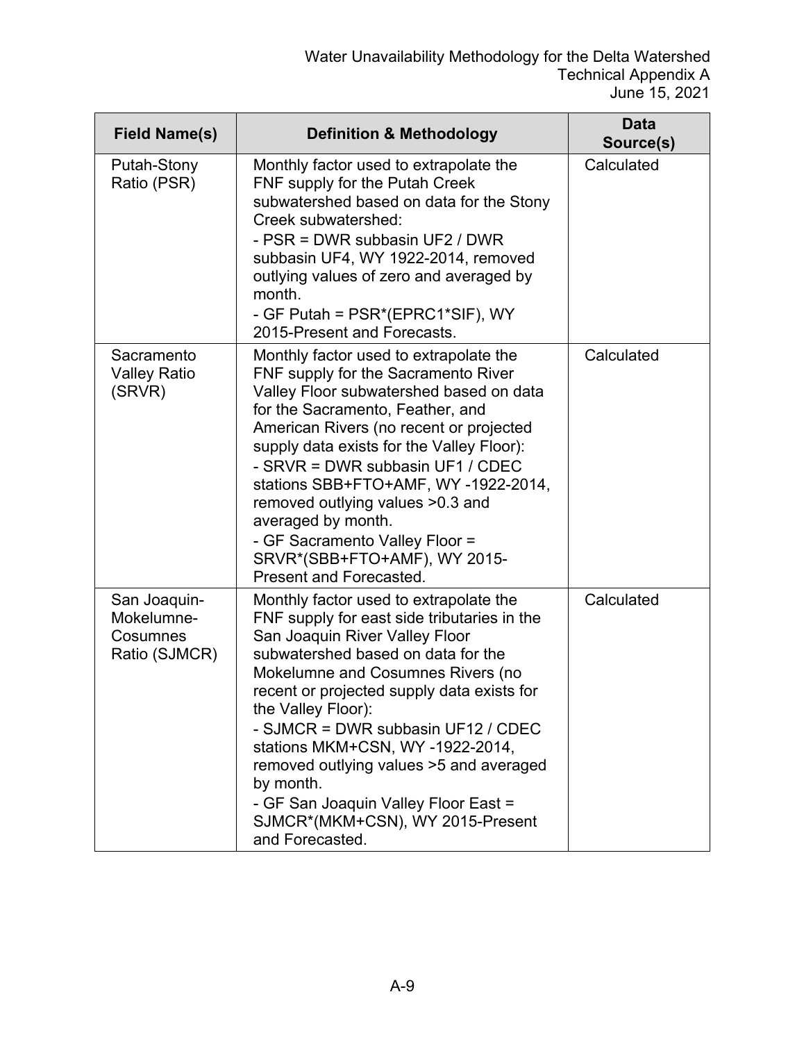| Field Name(s) | Definition & Methodology | Data Source(s) |
|---|---|---|
| Putah-Stony Ratio (PSR) | Monthly factor used to extrapolate the FNF supply for the Putah Creek subwatershed based on data for the Stony Creek subwatershed:<br>- PSR = DWR subbasin UF2 / DWR subbasin UF4, WY 1922-2014, removed outlying values of zero and averaged by month.<br>- GF Putah = PSR*(EPRC1*SIF), WY 2015-Present and Forecasts. | Calculated |
| Sacramento Valley Ratio (SRVR) | Monthly factor used to extrapolate the FNF supply for the Sacramento River Valley Floor subwatershed based on data for the Sacramento, Feather, and American Rivers (no recent or projected supply data exists for the Valley Floor):<br>- SRVR = DWR subbasin UF1 / CDEC stations SBB+FTO+AMF, WY -1922-2014, removed outlying values >0.3 and averaged by month.<br>- GF Sacramento Valley Floor = SRVR*(SBB+FTO+AMF), WY 2015-Present and Forecasted. | Calculated |
| San Joaquin-Mokelumne-Cosumnes Ratio (SJMCR) | Monthly factor used to extrapolate the FNF supply for east side tributaries in the San Joaquin River Valley Floor subwatershed based on data for the Mokelumne and Cosumnes Rivers (no recent or projected supply data exists for the Valley Floor):<br>- SJMCR = DWR subbasin UF12 / CDEC stations MKM+CSN, WY -1922-2014, removed outlying values >5 and averaged by month.<br>- GF San Joaquin Valley Floor East = SJMCR*(MKM+CSN), WY 2015-Present and Forecasted. | Calculated |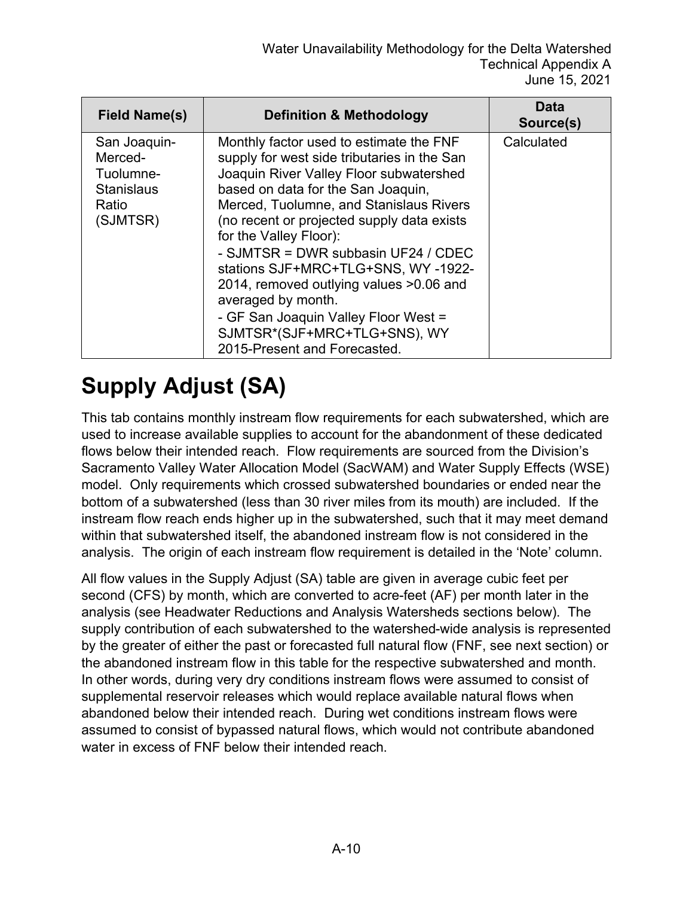| Field Name(s) | Definition & Methodology | Data Source(s) |
|---|---|---|
| San Joaquin-Merced-Tuolumne-Stanislaus Ratio (SJMTSR) | Monthly factor used to estimate the FNF supply for west side tributaries in the San Joaquin River Valley Floor subwatershed based on data for the San Joaquin, Merced, Tuolumne, and Stanislaus Rivers (no recent or projected supply data exists for the Valley Floor):<br>- SJMTSR = DWR subbasin UF24 / CDEC stations SJF+MRC+TLG+SNS, WY -1922-2014, removed outlying values >0.06 and averaged by month.<br>- GF San Joaquin Valley Floor West = SJMTSR*(SJF+MRC+TLG+SNS), WY 2015-Present and Forecasted. | Calculated |

# Supply Adjust (SA)

This tab contains monthly instream flow requirements for each subwatershed, which are used to increase available supplies to account for the abandonment of these dedicated flows below their intended reach. Flow requirements are sourced from the Division's Sacramento Valley Water Allocation Model (SacWAM) and Water Supply Effects (WSE) model. Only requirements which crossed subwatershed boundaries or ended near the bottom of a subwatershed (less than 30 river miles from its mouth) are included. If the instream flow reach ends higher up in the subwatershed, such that it may meet demand within that subwatershed itself, the abandoned instream flow is not considered in the analysis. The origin of each instream flow requirement is detailed in the 'Note' column.

All flow values in the Supply Adjust (SA) table are given in average cubic feet per second (CFS) by month, which are converted to acre-feet (AF) per month later in the analysis (see Headwater Reductions and Analysis Watersheds sections below). The supply contribution of each subwatershed to the watershed-wide analysis is represented by the greater of either the past or forecasted full natural flow (FNF, see next section) or the abandoned instream flow in this table for the respective subwatershed and month. In other words, during very dry conditions instream flows were assumed to consist of supplemental reservoir releases which would replace available natural flows when abandoned below their intended reach. During wet conditions instream flows were assumed to consist of bypassed natural flows, which would not contribute abandoned water in excess of FNF below their intended reach.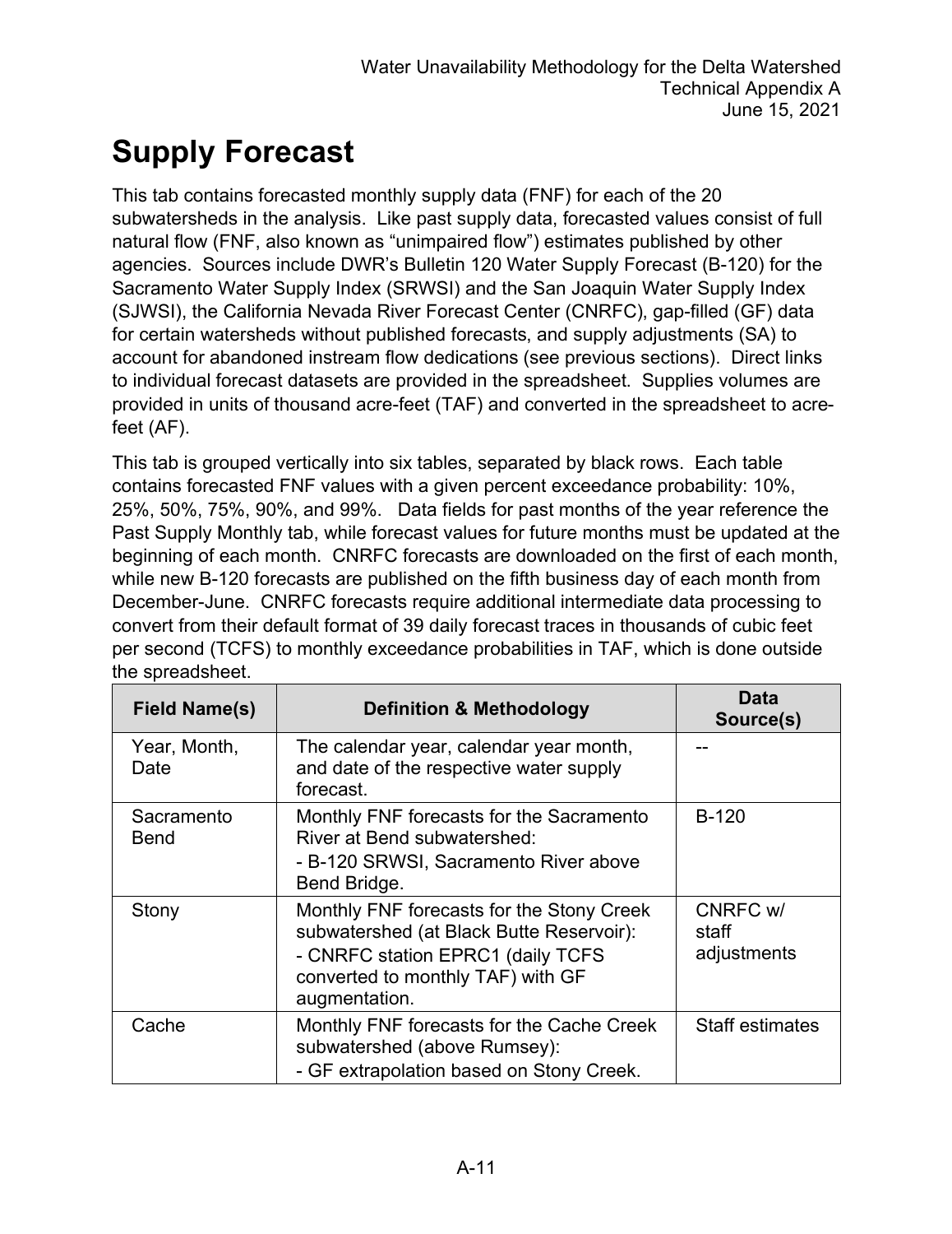# Supply Forecast

This tab contains forecasted monthly supply data (FNF) for each of the 20 subwatersheds in the analysis. Like past supply data, forecasted values consist of full natural flow (FNF, also known as "unimpaired flow") estimates published by other agencies. Sources include DWR's Bulletin 120 Water Supply Forecast (B-120) for the Sacramento Water Supply Index (SRWSI) and the San Joaquin Water Supply Index (SJWSI), the California Nevada River Forecast Center (CNRFC), gap-filled (GF) data for certain watersheds without published forecasts, and supply adjustments (SA) to account for abandoned instream flow dedications (see previous sections). Direct links to individual forecast datasets are provided in the spreadsheet. Supplies volumes are provided in units of thousand acre-feet (TAF) and converted in the spreadsheet to acre-feet (AF).

This tab is grouped vertically into six tables, separated by black rows. Each table contains forecasted FNF values with a given percent exceedance probability: 10%, 25%, 50%, 75%, 90%, and 99%. Data fields for past months of the year reference the Past Supply Monthly tab, while forecast values for future months must be updated at the beginning of each month. CNRFC forecasts are downloaded on the first of each month, while new B-120 forecasts are published on the fifth business day of each month from December-June. CNRFC forecasts require additional intermediate data processing to convert from their default format of 39 daily forecast traces in thousands of cubic feet per second (TCFS) to monthly exceedance probabilities in TAF, which is done outside the spreadsheet.

| Field Name(s) | Definition & Methodology | Data Source(s) |
|---|---|---|
| Year, Month, Date | The calendar year, calendar year month, and date of the respective water supply forecast. | -- |
| Sacramento Bend | Monthly FNF forecasts for the Sacramento River at Bend subwatershed:<br>- B-120 SRWSI, Sacramento River above Bend Bridge. | B-120 |
| Stony | Monthly FNF forecasts for the Stony Creek subwatershed (at Black Butte Reservoir):<br>- CNRFC station EPRC1 (daily TCFS converted to monthly TAF) with GF augmentation. | CNRFC w/ staff adjustments |
| Cache | Monthly FNF forecasts for the Cache Creek subwatershed (above Rumsey):<br>- GF extrapolation based on Stony Creek. | Staff estimates |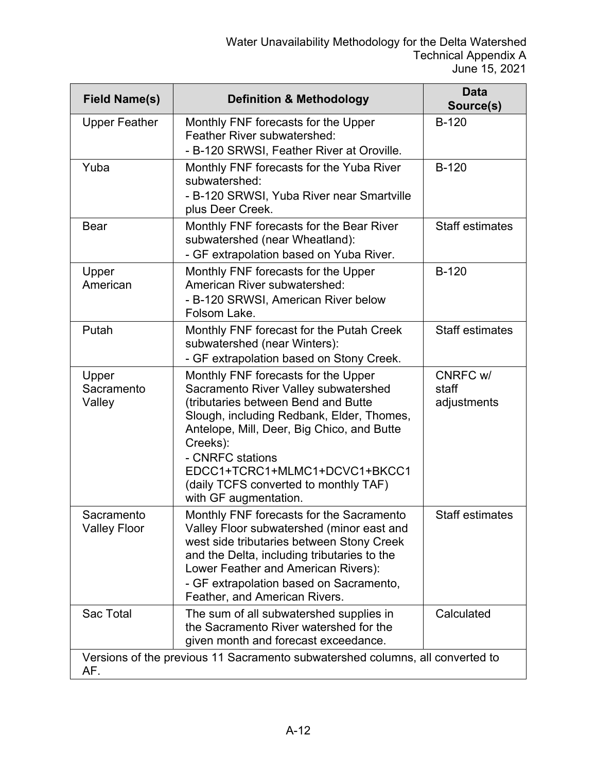| Field Name(s) | Definition & Methodology | Data Source(s) |
|---|---|---|
| Upper Feather | Monthly FNF forecasts for the Upper Feather River subwatershed:<br>- B-120 SRWSI, Feather River at Oroville. | B-120 |
| Yuba | Monthly FNF forecasts for the Yuba River subwatershed:<br>- B-120 SRWSI, Yuba River near Smartville plus Deer Creek. | B-120 |
| Bear | Monthly FNF forecasts for the Bear River subwatershed (near Wheatland):<br>- GF extrapolation based on Yuba River. | Staff estimates |
| Upper American | Monthly FNF forecasts for the Upper American River subwatershed:<br>- B-120 SRWSI, American River below Folsom Lake. | B-120 |
| Putah | Monthly FNF forecast for the Putah Creek subwatershed (near Winters):<br>- GF extrapolation based on Stony Creek. | Staff estimates |
| Upper Sacramento Valley | Monthly FNF forecasts for the Upper Sacramento River Valley subwatershed (tributaries between Bend and Butte Slough, including Redbank, Elder, Thomes, Antelope, Mill, Deer, Big Chico, and Butte Creeks):<br>- CNRFC stations EDCC1+TCRC1+MLMC1+DCVC1+BKCC1 (daily TCFS converted to monthly TAF) with GF augmentation. | CNRFC w/ staff adjustments |
| Sacramento Valley Floor | Monthly FNF forecasts for the Sacramento Valley Floor subwatershed (minor east and west side tributaries between Stony Creek and the Delta, including tributaries to the Lower Feather and American Rivers):<br>- GF extrapolation based on Sacramento, Feather, and American Rivers. | Staff estimates |
| Sac Total | The sum of all subwatershed supplies in the Sacramento River watershed for the given month and forecast exceedance. | Calculated |
| Versions of the previous 11 Sacramento subwatershed columns, all converted to AF. | | |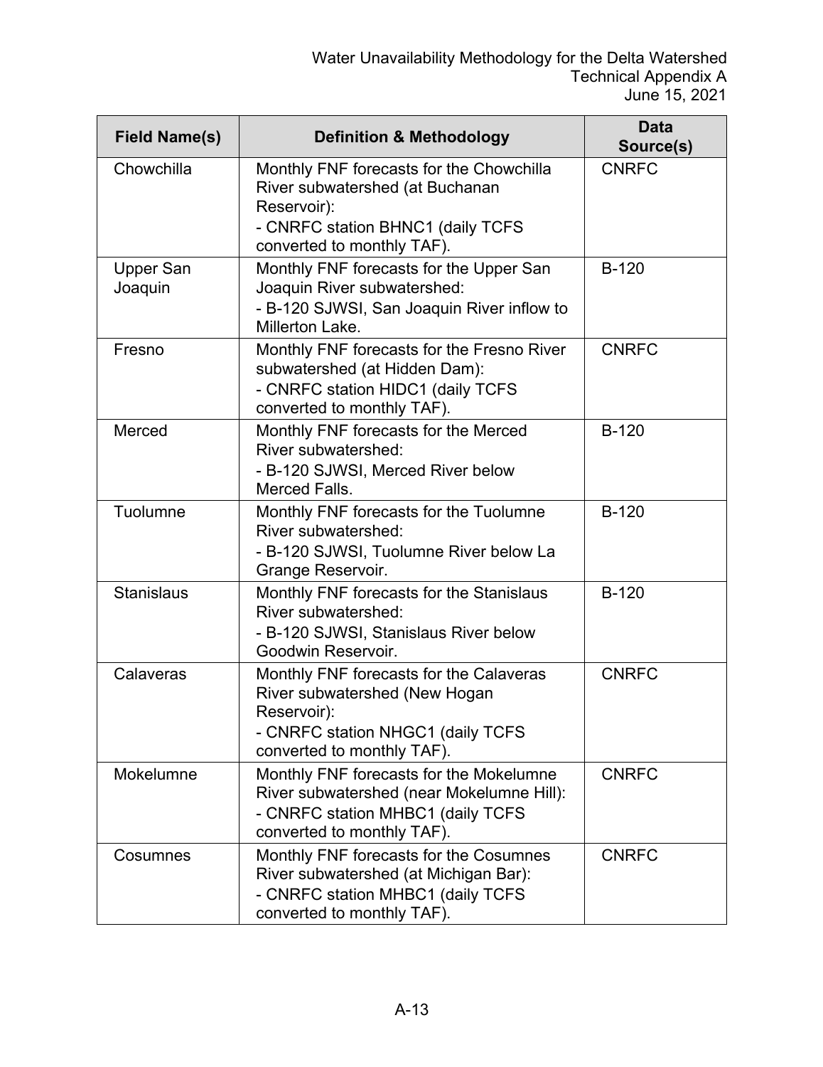| Field Name(s) | Definition & Methodology | Data Source(s) |
|---|---|---|
| Chowchilla | Monthly FNF forecasts for the Chowchilla River subwatershed (at Buchanan Reservoir):<br>- CNRFC station BHNC1 (daily TCFS converted to monthly TAF). | CNRFC |
| Upper San Joaquin | Monthly FNF forecasts for the Upper San Joaquin River subwatershed:<br>- B-120 SJWSI, San Joaquin River inflow to Millerton Lake. | B-120 |
| Fresno | Monthly FNF forecasts for the Fresno River subwatershed (at Hidden Dam):<br>- CNRFC station HIDC1 (daily TCFS converted to monthly TAF). | CNRFC |
| Merced | Monthly FNF forecasts for the Merced River subwatershed:<br>- B-120 SJWSI, Merced River below Merced Falls. | B-120 |
| Tuolumne | Monthly FNF forecasts for the Tuolumne River subwatershed:<br>- B-120 SJWSI, Tuolumne River below La Grange Reservoir. | B-120 |
| Stanislaus | Monthly FNF forecasts for the Stanislaus River subwatershed:<br>- B-120 SJWSI, Stanislaus River below Goodwin Reservoir. | B-120 |
| Calaveras | Monthly FNF forecasts for the Calaveras River subwatershed (New Hogan Reservoir):<br>- CNRFC station NHGC1 (daily TCFS converted to monthly TAF). | CNRFC |
| Mokelumne | Monthly FNF forecasts for the Mokelumne River subwatershed (near Mokelumne Hill):<br>- CNRFC station MHBC1 (daily TCFS converted to monthly TAF). | CNRFC |
| Cosumnes | Monthly FNF forecasts for the Cosumnes River subwatershed (at Michigan Bar):<br>- CNRFC station MHBC1 (daily TCFS converted to monthly TAF). | CNRFC |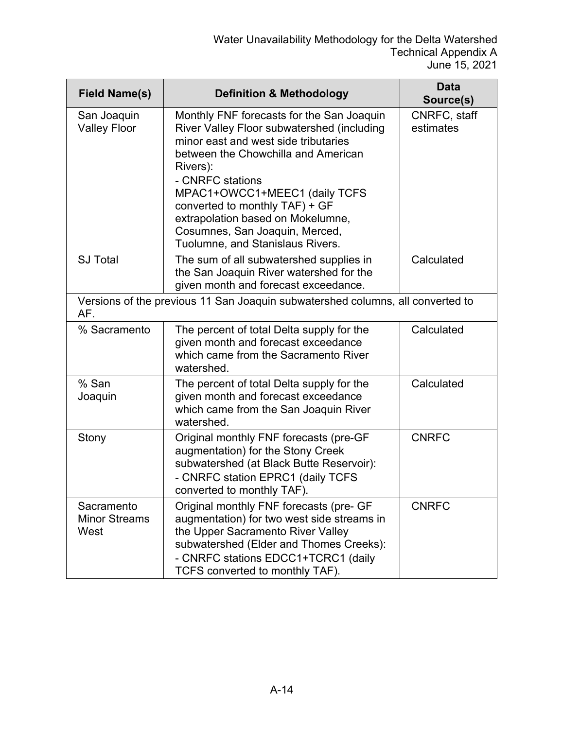| Field Name(s) | Definition & Methodology | Data Source(s) |
|---|---|---|
| San Joaquin Valley Floor | Monthly FNF forecasts for the San Joaquin River Valley Floor subwatershed (including minor east and west side tributaries between the Chowchilla and American Rivers):<br>- CNRFC stations MPAC1+OWCC1+MEEC1 (daily TCFS converted to monthly TAF) + GF extrapolation based on Mokelumne, Cosumnes, San Joaquin, Merced, Tuolumne, and Stanislaus Rivers. | CNRFC, staff estimates |
| SJ Total | The sum of all subwatershed supplies in the San Joaquin River watershed for the given month and forecast exceedance. | Calculated |
| Versions of the previous 11 San Joaquin subwatershed columns, all converted to AF. | | |
| % Sacramento | The percent of total Delta supply for the given month and forecast exceedance which came from the Sacramento River watershed. | Calculated |
| % San Joaquin | The percent of total Delta supply for the given month and forecast exceedance which came from the San Joaquin River watershed. | Calculated |
| Stony | Original monthly FNF forecasts (pre-GF augmentation) for the Stony Creek subwatershed (at Black Butte Reservoir):<br>- CNRFC station EPRC1 (daily TCFS converted to monthly TAF). | CNRFC |
| Sacramento Minor Streams West | Original monthly FNF forecasts (pre- GF augmentation) for two west side streams in the Upper Sacramento River Valley subwatershed (Elder and Thomes Creeks):<br>- CNRFC stations EDCC1+TCRC1 (daily TCFS converted to monthly TAF). | CNRFC |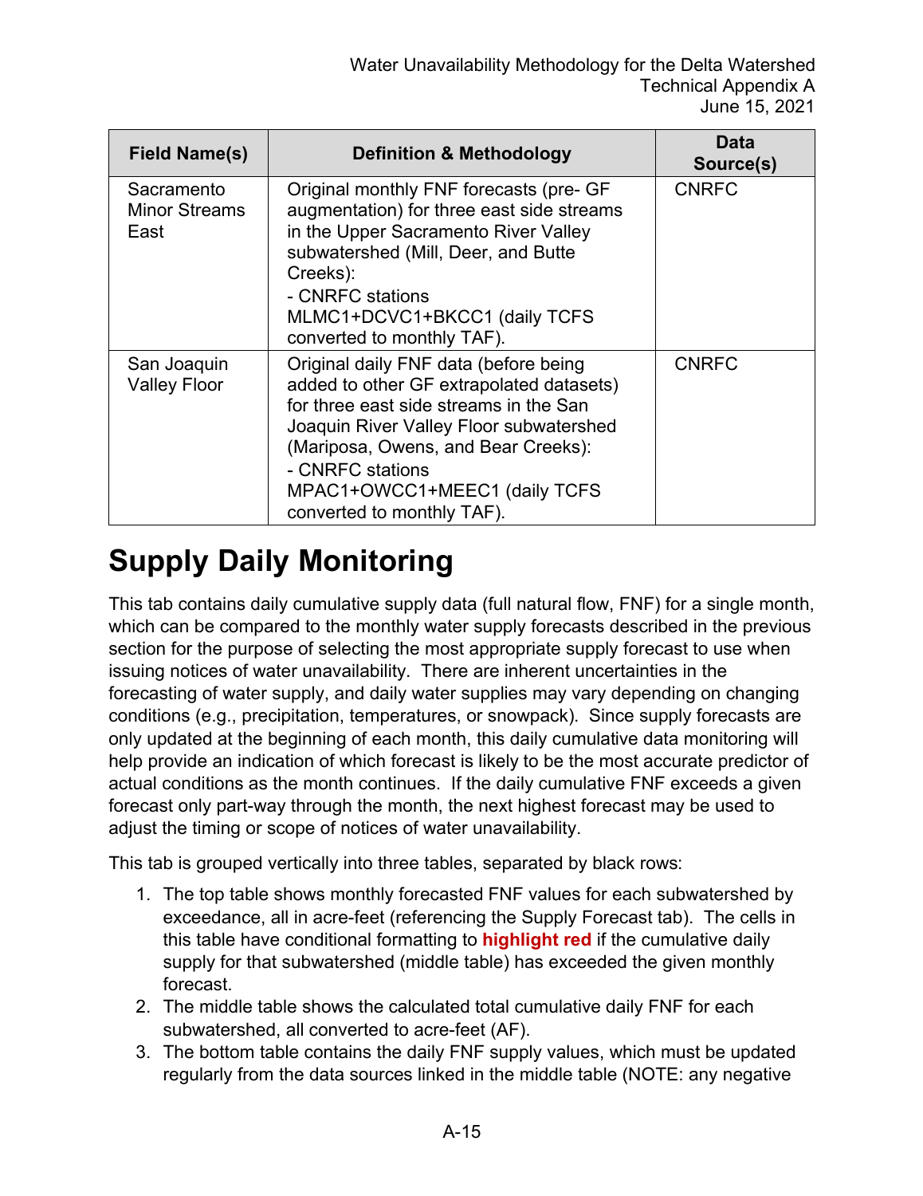| Field Name(s) | Definition & Methodology | Data Source(s) |
| --- | --- | --- |
| Sacramento Minor Streams East | Original monthly FNF forecasts (pre- GF augmentation) for three east side streams in the Upper Sacramento River Valley subwatershed (Mill, Deer, and Butte Creeks):<br>- CNRFC stations MLMC1+DCVC1+BKCC1 (daily TCFS converted to monthly TAF). | CNRFC |
| San Joaquin Valley Floor | Original daily FNF data (before being added to other GF extrapolated datasets) for three east side streams in the San Joaquin River Valley Floor subwatershed (Mariposa, Owens, and Bear Creeks):<br>- CNRFC stations MPAC1+OWCC1+MEEC1 (daily TCFS converted to monthly TAF). | CNRFC |

# Supply Daily Monitoring

This tab contains daily cumulative supply data (full natural flow, FNF) for a single month, which can be compared to the monthly water supply forecasts described in the previous section for the purpose of selecting the most appropriate supply forecast to use when issuing notices of water unavailability. There are inherent uncertainties in the forecasting of water supply, and daily water supplies may vary depending on changing conditions (e.g., precipitation, temperatures, or snowpack). Since supply forecasts are only updated at the beginning of each month, this daily cumulative data monitoring will help provide an indication of which forecast is likely to be the most accurate predictor of actual conditions as the month continues. If the daily cumulative FNF exceeds a given forecast only part-way through the month, the next highest forecast may be used to adjust the timing or scope of notices of water unavailability.

This tab is grouped vertically into three tables, separated by black rows:

1. The top table shows monthly forecasted FNF values for each subwatershed by exceedance, all in acre-feet (referencing the Supply Forecast tab). The cells in this table have conditional formatting to **highlight red** if the cumulative daily supply for that subwatershed (middle table) has exceeded the given monthly forecast.
2. The middle table shows the calculated total cumulative daily FNF for each subwatershed, all converted to acre-feet (AF).
3. The bottom table contains the daily FNF supply values, which must be updated regularly from the data sources linked in the middle table (NOTE: any negative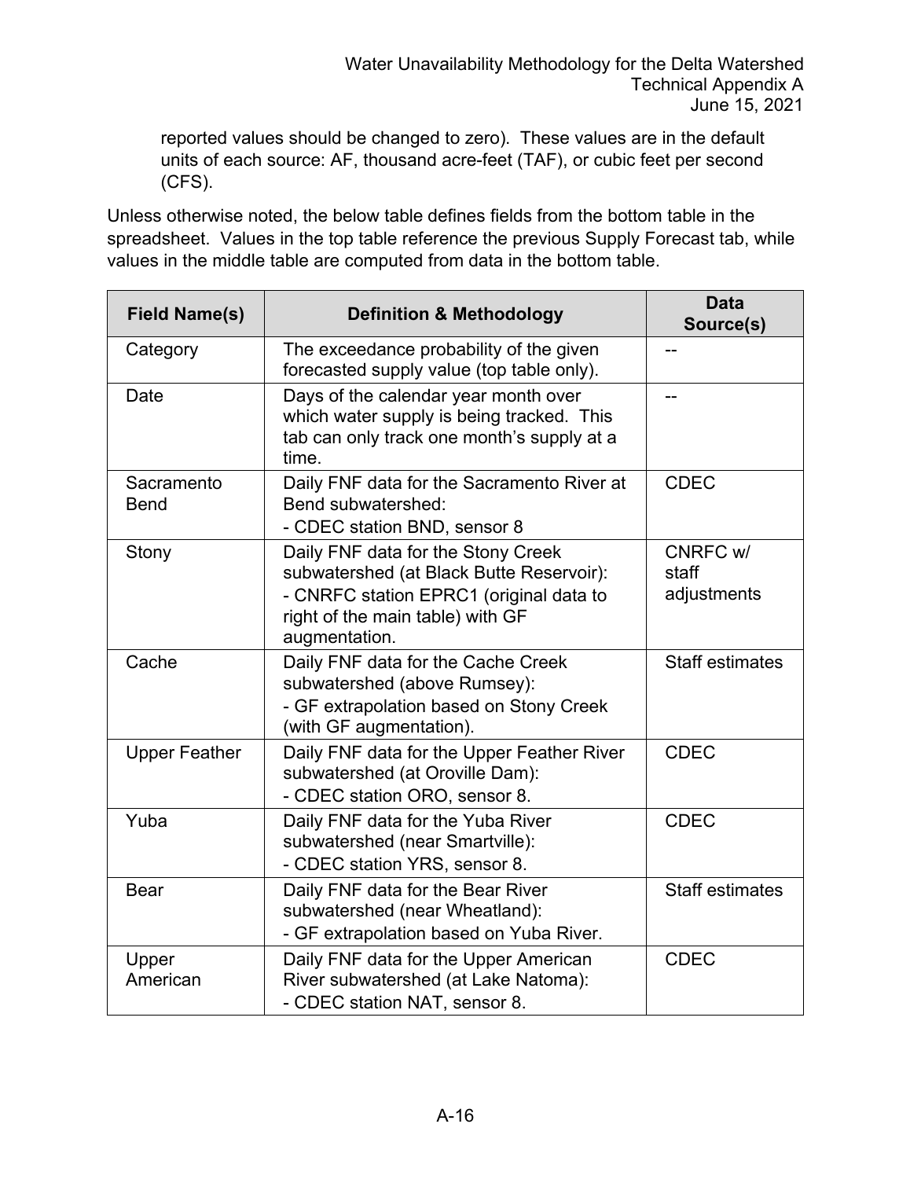reported values should be changed to zero). These values are in the default units of each source: AF, thousand acre-feet (TAF), or cubic feet per second (CFS).

Unless otherwise noted, the below table defines fields from the bottom table in the spreadsheet. Values in the top table reference the previous Supply Forecast tab, while values in the middle table are computed from data in the bottom table.

| Field Name(s) | Definition & Methodology | Data Source(s) |
|---|---|---|
| Category | The exceedance probability of the given forecasted supply value (top table only). | -- |
| Date | Days of the calendar year month over which water supply is being tracked. This tab can only track one month's supply at a time. | -- |
| Sacramento Bend | Daily FNF data for the Sacramento River at Bend subwatershed:<br>- CDEC station BND, sensor 8 | CDEC |
| Stony | Daily FNF data for the Stony Creek subwatershed (at Black Butte Reservoir):<br>- CNRFC station EPRC1 (original data to right of the main table) with GF augmentation. | CNRFC w/ staff adjustments |
| Cache | Daily FNF data for the Cache Creek subwatershed (above Rumsey):<br>- GF extrapolation based on Stony Creek (with GF augmentation). | Staff estimates |
| Upper Feather | Daily FNF data for the Upper Feather River subwatershed (at Oroville Dam):<br>- CDEC station ORO, sensor 8. | CDEC |
| Yuba | Daily FNF data for the Yuba River subwatershed (near Smartville):<br>- CDEC station YRS, sensor 8. | CDEC |
| Bear | Daily FNF data for the Bear River subwatershed (near Wheatland):<br>- GF extrapolation based on Yuba River. | Staff estimates |
| Upper American | Daily FNF data for the Upper American River subwatershed (at Lake Natoma):<br>- CDEC station NAT, sensor 8. | CDEC |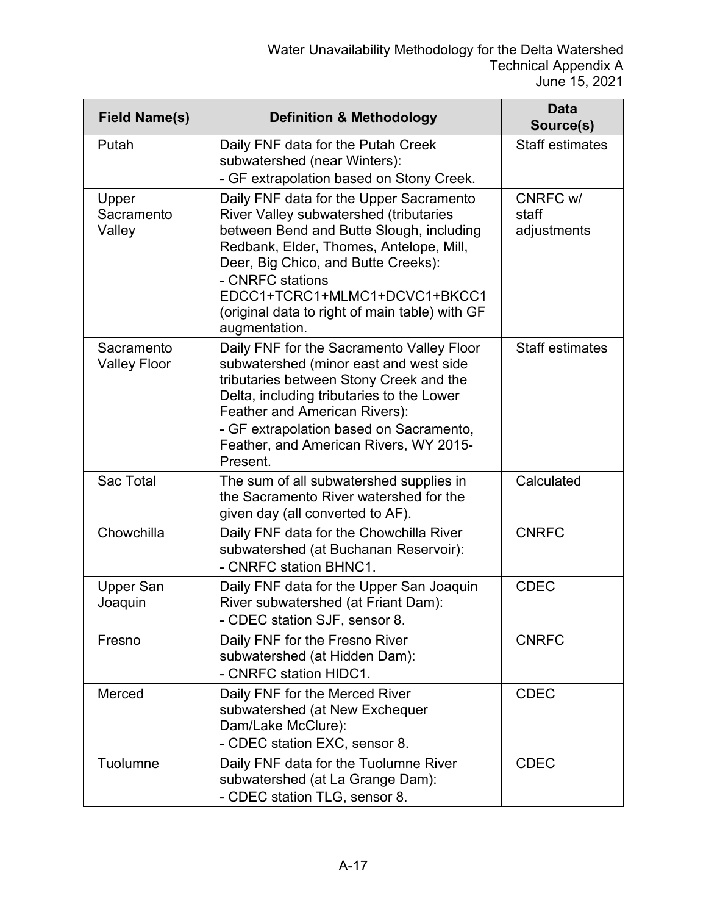| Field Name(s) | Definition & Methodology | Data Source(s) |
|---|---|---|
| Putah | Daily FNF data for the Putah Creek subwatershed (near Winters):<br>- GF extrapolation based on Stony Creek. | Staff estimates |
| Upper Sacramento Valley | Daily FNF data for the Upper Sacramento River Valley subwatershed (tributaries between Bend and Butte Slough, including Redbank, Elder, Thomes, Antelope, Mill, Deer, Big Chico, and Butte Creeks):<br>- CNRFC stations EDCC1+TCRC1+MLMC1+DCVC1+BKCC1 (original data to right of main table) with GF augmentation. | CNRFC w/ staff adjustments |
| Sacramento Valley Floor | Daily FNF for the Sacramento Valley Floor subwatershed (minor east and west side tributaries between Stony Creek and the Delta, including tributaries to the Lower Feather and American Rivers):<br>- GF extrapolation based on Sacramento, Feather, and American Rivers, WY 2015-Present. | Staff estimates |
| Sac Total | The sum of all subwatershed supplies in the Sacramento River watershed for the given day (all converted to AF). | Calculated |
| Chowchilla | Daily FNF data for the Chowchilla River subwatershed (at Buchanan Reservoir):<br>- CNRFC station BHNC1. | CNRFC |
| Upper San Joaquin | Daily FNF data for the Upper San Joaquin River subwatershed (at Friant Dam):<br>- CDEC station SJF, sensor 8. | CDEC |
| Fresno | Daily FNF for the Fresno River subwatershed (at Hidden Dam):<br>- CNRFC station HIDC1. | CNRFC |
| Merced | Daily FNF for the Merced River subwatershed (at New Exchequer Dam/Lake McClure):<br>- CDEC station EXC, sensor 8. | CDEC |
| Tuolumne | Daily FNF data for the Tuolumne River subwatershed (at La Grange Dam):<br>- CDEC station TLG, sensor 8. | CDEC |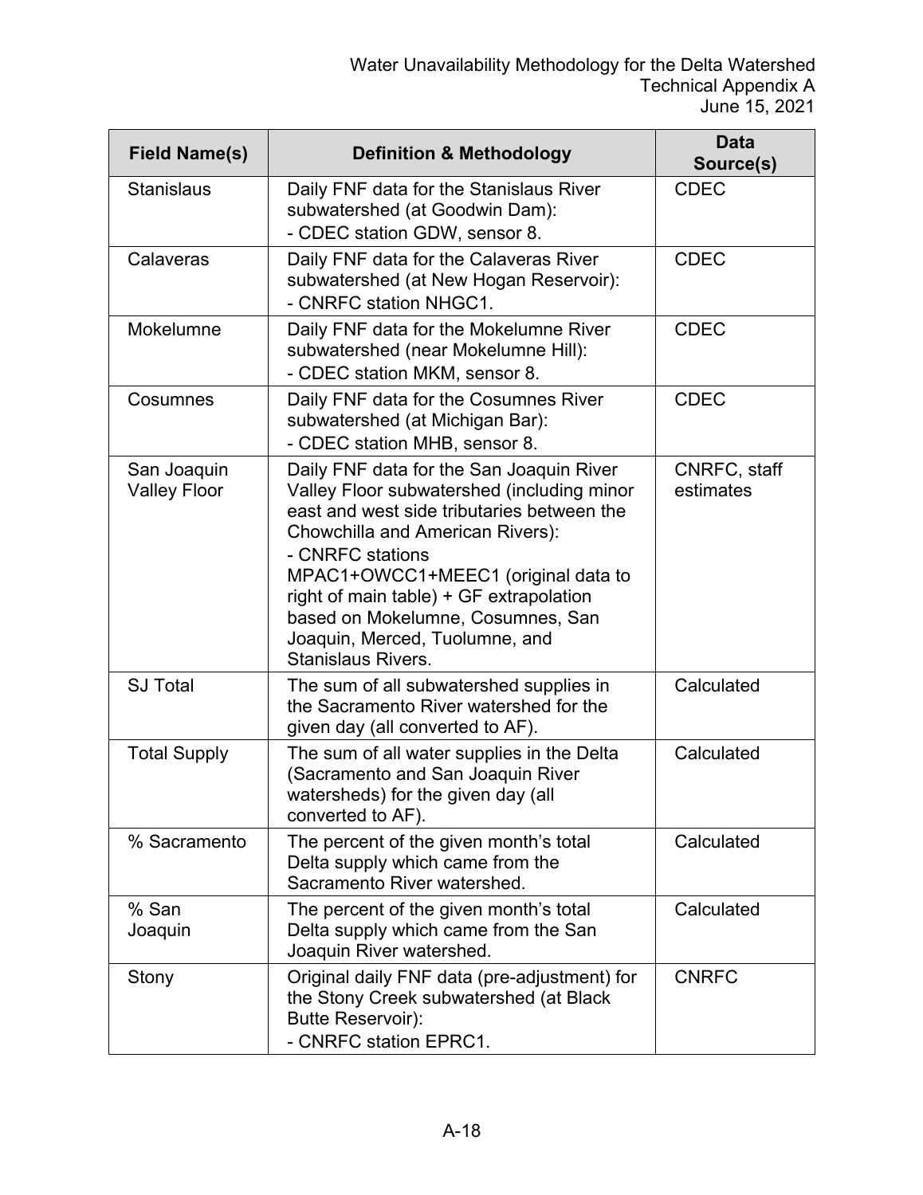| Field Name(s) | Definition & Methodology | Data Source(s) |
|---|---|---|
| Stanislaus | Daily FNF data for the Stanislaus River subwatershed (at Goodwin Dam):<br>- CDEC station GDW, sensor 8. | CDEC |
| Calaveras | Daily FNF data for the Calaveras River subwatershed (at New Hogan Reservoir):<br>- CNRFC station NHGC1. | CDEC |
| Mokelumne | Daily FNF data for the Mokelumne River subwatershed (near Mokelumne Hill):<br>- CDEC station MKM, sensor 8. | CDEC |
| Cosumnes | Daily FNF data for the Cosumnes River subwatershed (at Michigan Bar):<br>- CDEC station MHB, sensor 8. | CDEC |
| San Joaquin Valley Floor | Daily FNF data for the San Joaquin River Valley Floor subwatershed (including minor east and west side tributaries between the Chowchilla and American Rivers):<br>- CNRFC stations MPAC1+OWCC1+MEEC1 (original data to right of main table) + GF extrapolation based on Mokelumne, Cosumnes, San Joaquin, Merced, Tuolumne, and Stanislaus Rivers. | CNRFC, staff estimates |
| SJ Total | The sum of all subwatershed supplies in the Sacramento River watershed for the given day (all converted to AF). | Calculated |
| Total Supply | The sum of all water supplies in the Delta (Sacramento and San Joaquin River watersheds) for the given day (all converted to AF). | Calculated |
| % Sacramento | The percent of the given month's total Delta supply which came from the Sacramento River watershed. | Calculated |
| % San Joaquin | The percent of the given month's total Delta supply which came from the San Joaquin River watershed. | Calculated |
| Stony | Original daily FNF data (pre-adjustment) for the Stony Creek subwatershed (at Black Butte Reservoir):<br>- CNRFC station EPRC1. | CNRFC |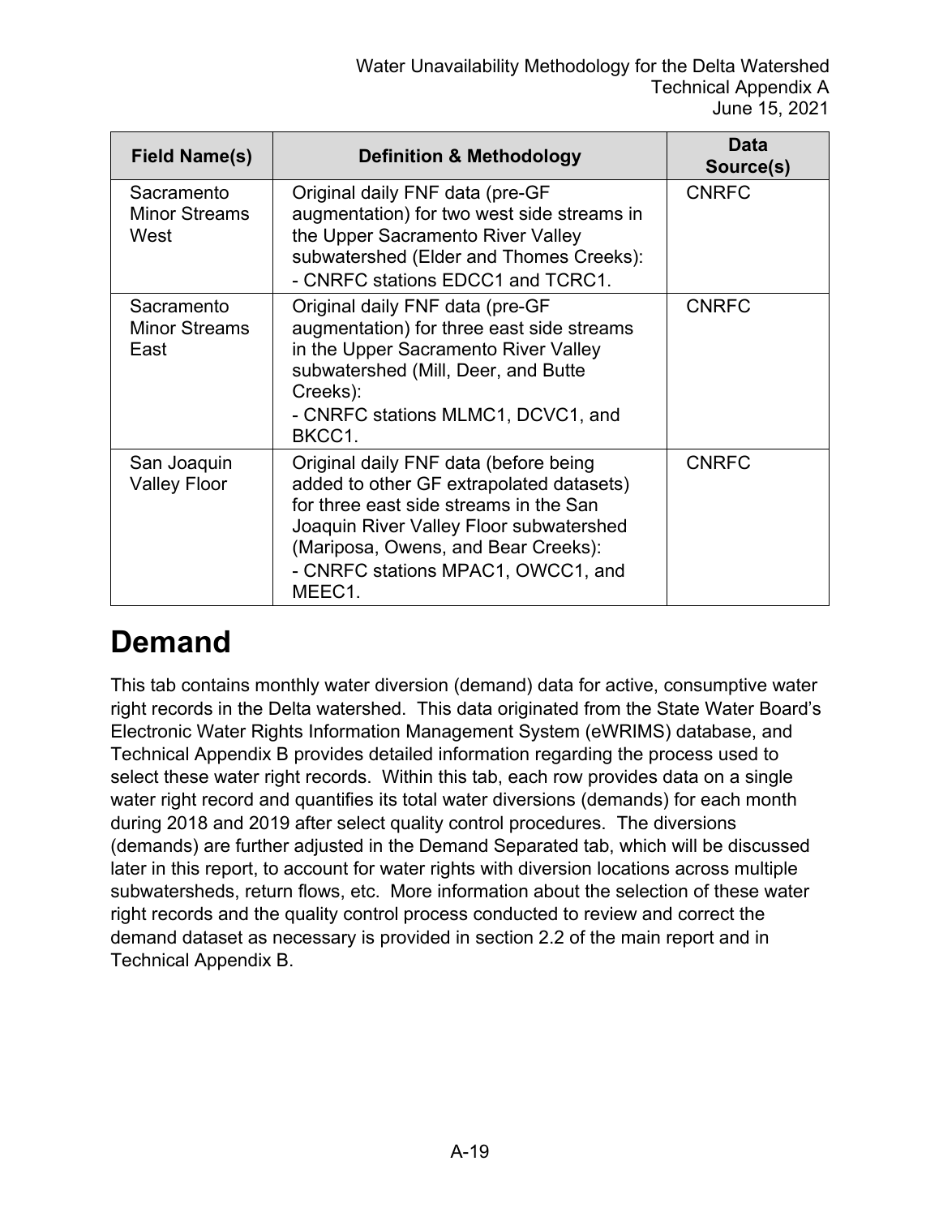| Field Name(s) | Definition & Methodology | Data Source(s) |
| --- | --- | --- |
| Sacramento Minor Streams West | Original daily FNF data (pre-GF augmentation) for two west side streams in the Upper Sacramento River Valley subwatershed (Elder and Thomes Creeks):<br>- CNRFC stations EDCC1 and TCRC1. | CNRFC |
| Sacramento Minor Streams East | Original daily FNF data (pre-GF augmentation) for three east side streams in the Upper Sacramento River Valley subwatershed (Mill, Deer, and Butte Creeks):<br>- CNRFC stations MLMC1, DCVC1, and BKCC1. | CNRFC |
| San Joaquin Valley Floor | Original daily FNF data (before being added to other GF extrapolated datasets) for three east side streams in the San Joaquin River Valley Floor subwatershed (Mariposa, Owens, and Bear Creeks):<br>- CNRFC stations MPAC1, OWCC1, and MEEC1. | CNRFC |

# Demand

This tab contains monthly water diversion (demand) data for active, consumptive water right records in the Delta watershed. This data originated from the State Water Board's Electronic Water Rights Information Management System (eWRIMS) database, and Technical Appendix B provides detailed information regarding the process used to select these water right records. Within this tab, each row provides data on a single water right record and quantifies its total water diversions (demands) for each month during 2018 and 2019 after select quality control procedures. The diversions (demands) are further adjusted in the Demand Separated tab, which will be discussed later in this report, to account for water rights with diversion locations across multiple subwatersheds, return flows, etc. More information about the selection of these water right records and the quality control process conducted to review and correct the demand dataset as necessary is provided in section 2.2 of the main report and in Technical Appendix B.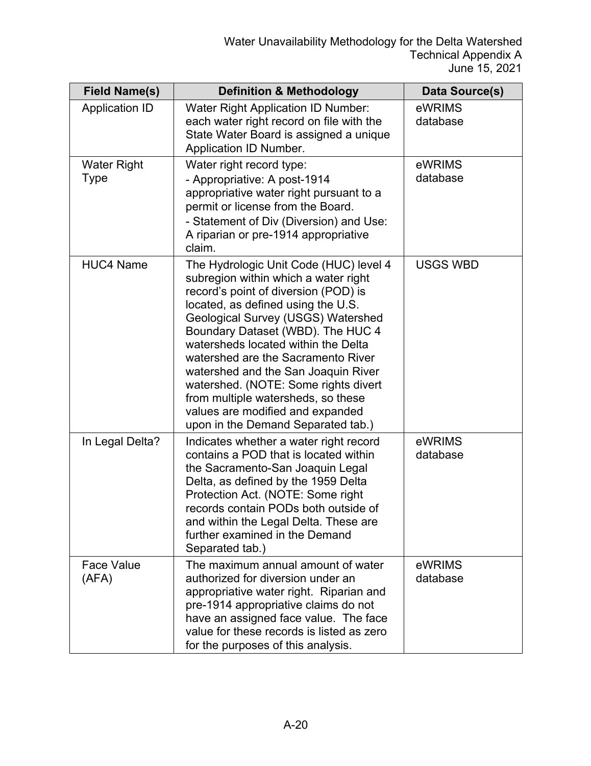| Field Name(s) | Definition & Methodology | Data Source(s) |
|---|---|---|
| Application ID | Water Right Application ID Number: each water right record on file with the State Water Board is assigned a unique Application ID Number. | eWRIMS database |
| Water Right Type | Water right record type:<br>- Appropriative: A post-1914 appropriative water right pursuant to a permit or license from the Board.<br>- Statement of Div (Diversion) and Use: A riparian or pre-1914 appropriative claim. | eWRIMS database |
| HUC4 Name | The Hydrologic Unit Code (HUC) level 4 subregion within which a water right record's point of diversion (POD) is located, as defined using the U.S. Geological Survey (USGS) Watershed Boundary Dataset (WBD). The HUC 4 watersheds located within the Delta watershed are the Sacramento River watershed and the San Joaquin River watershed. (NOTE: Some rights divert from multiple watersheds, so these values are modified and expanded upon in the Demand Separated tab.) | USGS WBD |
| In Legal Delta? | Indicates whether a water right record contains a POD that is located within the Sacramento-San Joaquin Legal Delta, as defined by the 1959 Delta Protection Act. (NOTE: Some right records contain PODs both outside of and within the Legal Delta. These are further examined in the Demand Separated tab.) | eWRIMS database |
| Face Value (AFA) | The maximum annual amount of water authorized for diversion under an appropriative water right. Riparian and pre-1914 appropriative claims do not have an assigned face value. The face value for these records is listed as zero for the purposes of this analysis. | eWRIMS database |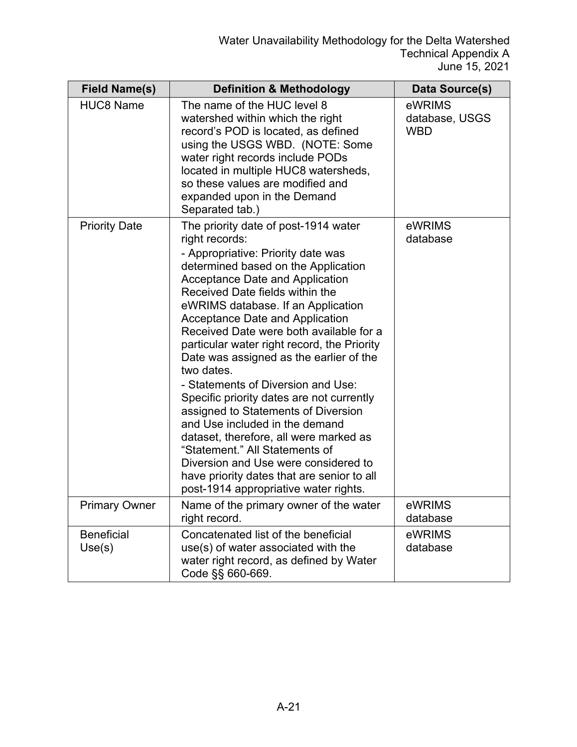| Field Name(s) | Definition & Methodology | Data Source(s) |
| --- | --- | --- |
| HUC8 Name | The name of the HUC level 8 watershed within which the right record's POD is located, as defined using the USGS WBD. (NOTE: Some water right records include PODs located in multiple HUC8 watersheds, so these values are modified and expanded upon in the Demand Separated tab.) | eWRIMS database, USGS WBD |
| Priority Date | The priority date of post-1914 water right records:<br>- Appropriative: Priority date was determined based on the Application Acceptance Date and Application Received Date fields within the eWRIMS database. If an Application Acceptance Date and Application Received Date were both available for a particular water right record, the Priority Date was assigned as the earlier of the two dates.<br>- Statements of Diversion and Use: Specific priority dates are not currently assigned to Statements of Diversion and Use included in the demand dataset, therefore, all were marked as "Statement." All Statements of Diversion and Use were considered to have priority dates that are senior to all post-1914 appropriative water rights. | eWRIMS database |
| Primary Owner | Name of the primary owner of the water right record. | eWRIMS database |
| Beneficial Use(s) | Concatenated list of the beneficial use(s) of water associated with the water right record, as defined by Water Code §§ 660-669. | eWRIMS database |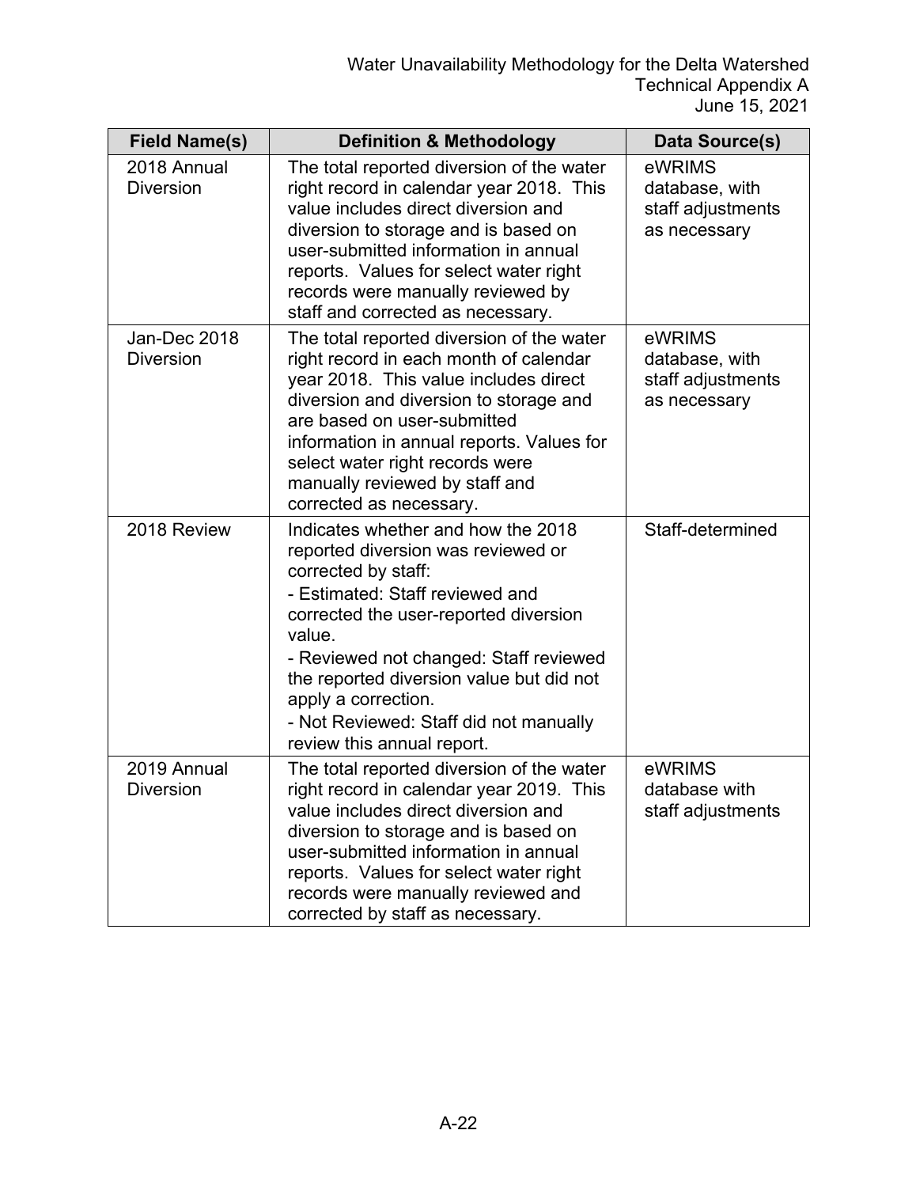| Field Name(s) | Definition & Methodology | Data Source(s) |
|---|---|---|
| 2018 Annual Diversion | The total reported diversion of the water right record in calendar year 2018. This value includes direct diversion and diversion to storage and is based on user-submitted information in annual reports. Values for select water right records were manually reviewed by staff and corrected as necessary. | eWRIMS database, with staff adjustments as necessary |
| Jan-Dec 2018 Diversion | The total reported diversion of the water right record in each month of calendar year 2018. This value includes direct diversion and diversion to storage and are based on user-submitted information in annual reports. Values for select water right records were manually reviewed by staff and corrected as necessary. | eWRIMS database, with staff adjustments as necessary |
| 2018 Review | Indicates whether and how the 2018 reported diversion was reviewed or corrected by staff:<br>- Estimated: Staff reviewed and corrected the user-reported diversion value.<br>- Reviewed not changed: Staff reviewed the reported diversion value but did not apply a correction.<br>- Not Reviewed: Staff did not manually review this annual report. | Staff-determined |
| 2019 Annual Diversion | The total reported diversion of the water right record in calendar year 2019. This value includes direct diversion and diversion to storage and is based on user-submitted information in annual reports. Values for select water right records were manually reviewed and corrected by staff as necessary. | eWRIMS database with staff adjustments |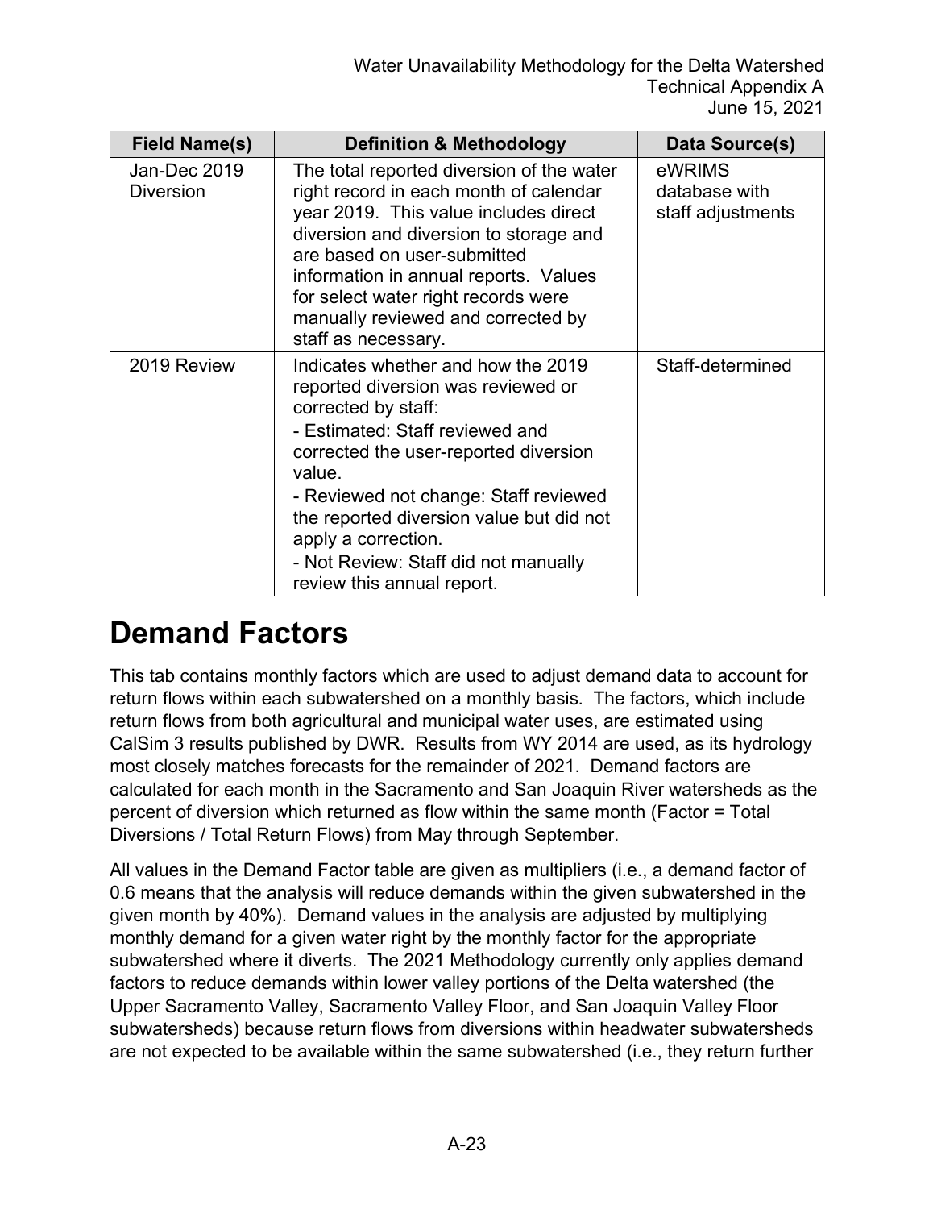| Field Name(s) | Definition & Methodology | Data Source(s) |
|---|---|---|
| Jan-Dec 2019 Diversion | The total reported diversion of the water right record in each month of calendar year 2019. This value includes direct diversion and diversion to storage and are based on user-submitted information in annual reports. Values for select water right records were manually reviewed and corrected by staff as necessary. | eWRIMS database with staff adjustments |
| 2019 Review | Indicates whether and how the 2019 reported diversion was reviewed or corrected by staff:<br>- Estimated: Staff reviewed and corrected the user-reported diversion value.<br>- Reviewed not change: Staff reviewed the reported diversion value but did not apply a correction.<br>- Not Review: Staff did not manually review this annual report. | Staff-determined |

# Demand Factors

This tab contains monthly factors which are used to adjust demand data to account for return flows within each subwatershed on a monthly basis. The factors, which include return flows from both agricultural and municipal water uses, are estimated using CalSim 3 results published by DWR. Results from WY 2014 are used, as its hydrology most closely matches forecasts for the remainder of 2021. Demand factors are calculated for each month in the Sacramento and San Joaquin River watersheds as the percent of diversion which returned as flow within the same month (Factor = Total Diversions / Total Return Flows) from May through September.

All values in the Demand Factor table are given as multipliers (i.e., a demand factor of 0.6 means that the analysis will reduce demands within the given subwatershed in the given month by 40%). Demand values in the analysis are adjusted by multiplying monthly demand for a given water right by the monthly factor for the appropriate subwatershed where it diverts. The 2021 Methodology currently only applies demand factors to reduce demands within lower valley portions of the Delta watershed (the Upper Sacramento Valley, Sacramento Valley Floor, and San Joaquin Valley Floor subwatersheds) because return flows from diversions within headwater subwatersheds are not expected to be available within the same subwatershed (i.e., they return further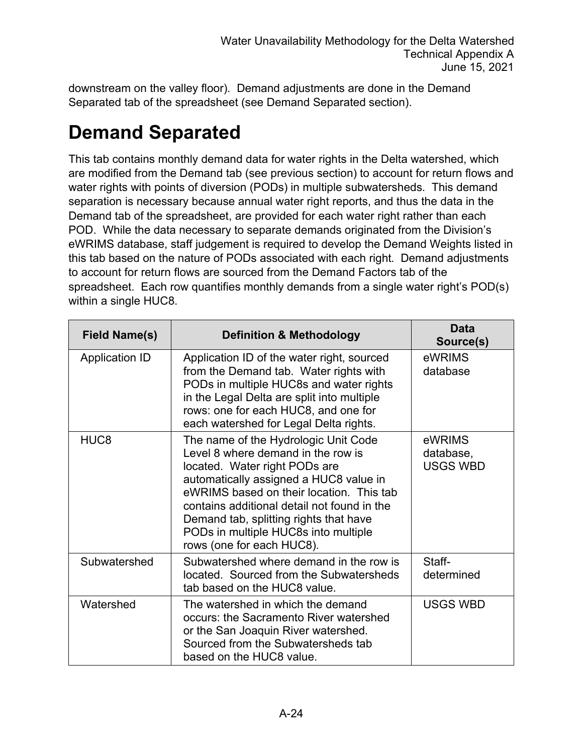downstream on the valley floor). Demand adjustments are done in the Demand Separated tab of the spreadsheet (see Demand Separated section).

# Demand Separated

This tab contains monthly demand data for water rights in the Delta watershed, which are modified from the Demand tab (see previous section) to account for return flows and water rights with points of diversion (PODs) in multiple subwatersheds. This demand separation is necessary because annual water right reports, and thus the data in the Demand tab of the spreadsheet, are provided for each water right rather than each POD. While the data necessary to separate demands originated from the Division's eWRIMS database, staff judgement is required to develop the Demand Weights listed in this tab based on the nature of PODs associated with each right. Demand adjustments to account for return flows are sourced from the Demand Factors tab of the spreadsheet. Each row quantifies monthly demands from a single water right's POD(s) within a single HUC8.

| Field Name(s) | Definition & Methodology | Data Source(s) |
|---|---|---|
| Application ID | Application ID of the water right, sourced from the Demand tab. Water rights with PODs in multiple HUC8s and water rights in the Legal Delta are split into multiple rows: one for each HUC8, and one for each watershed for Legal Delta rights. | eWRIMS database |
| HUC8 | The name of the Hydrologic Unit Code Level 8 where demand in the row is located. Water right PODs are automatically assigned a HUC8 value in eWRIMS based on their location. This tab contains additional detail not found in the Demand tab, splitting rights that have PODs in multiple HUC8s into multiple rows (one for each HUC8). | eWRIMS database, USGS WBD |
| Subwatershed | Subwatershed where demand in the row is located. Sourced from the Subwatersheds tab based on the HUC8 value. | Staff-determined |
| Watershed | The watershed in which the demand occurs: the Sacramento River watershed or the San Joaquin River watershed. Sourced from the Subwatersheds tab based on the HUC8 value. | USGS WBD |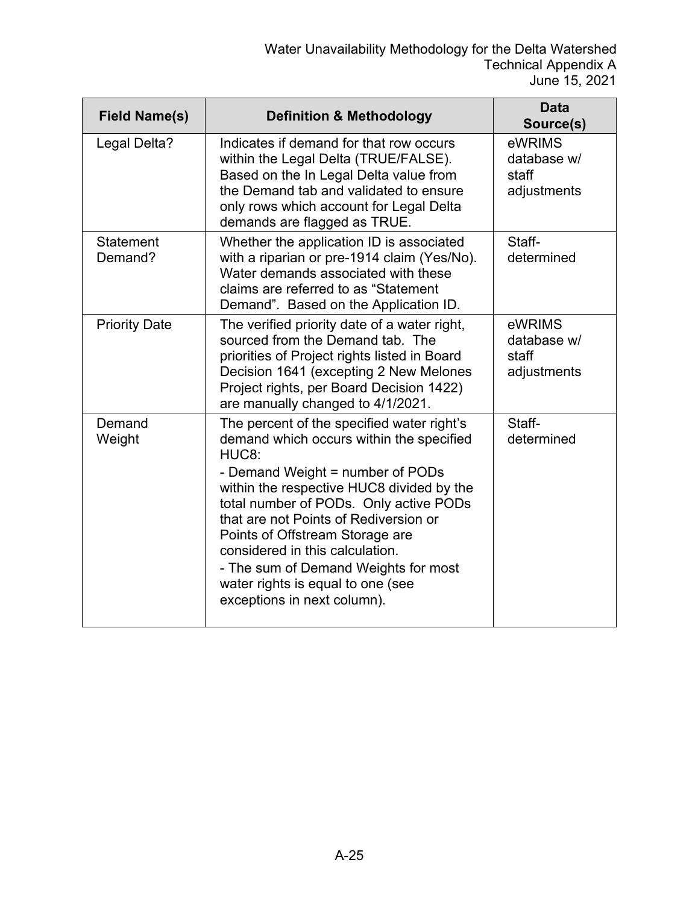| Field Name(s) | Definition & Methodology | Data Source(s) |
|---|---|---|
| Legal Delta? | Indicates if demand for that row occurs within the Legal Delta (TRUE/FALSE). Based on the In Legal Delta value from the Demand tab and validated to ensure only rows which account for Legal Delta demands are flagged as TRUE. | eWRIMS database w/ staff adjustments |
| Statement Demand? | Whether the application ID is associated with a riparian or pre-1914 claim (Yes/No). Water demands associated with these claims are referred to as "Statement Demand". Based on the Application ID. | Staff-determined |
| Priority Date | The verified priority date of a water right, sourced from the Demand tab. The priorities of Project rights listed in Board Decision 1641 (excepting 2 New Melones Project rights, per Board Decision 1422) are manually changed to 4/1/2021. | eWRIMS database w/ staff adjustments |
| Demand Weight | The percent of the specified water right's demand which occurs within the specified HUC8:<br>- Demand Weight = number of PODs within the respective HUC8 divided by the total number of PODs. Only active PODs that are not Points of Rediversion or Points of Offstream Storage are considered in this calculation.<br>- The sum of Demand Weights for most water rights is equal to one (see exceptions in next column). | Staff-determined |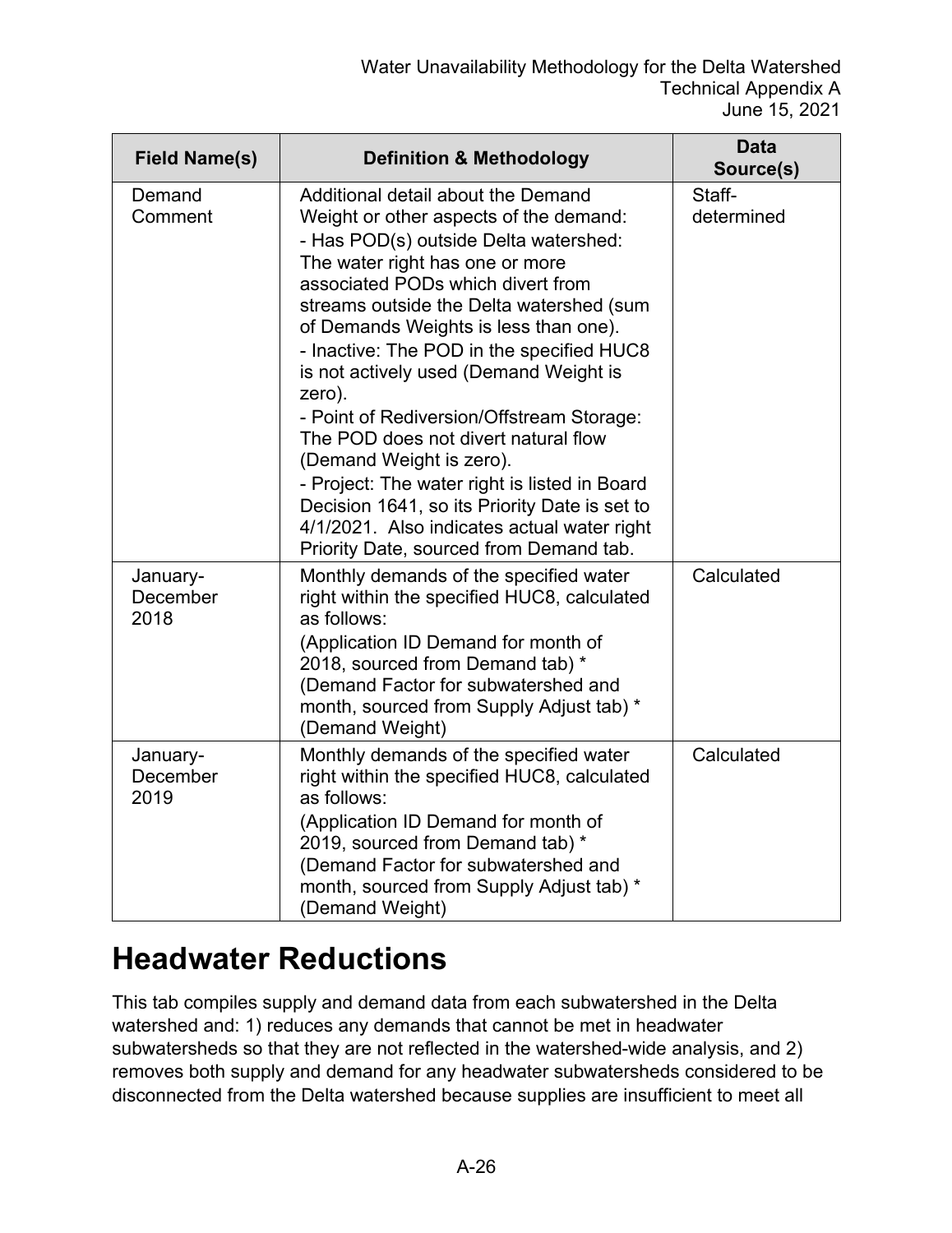| Field Name(s) | Definition & Methodology | Data Source(s) |
|---|---|---|
| Demand Comment | Additional detail about the Demand Weight or other aspects of the demand:<br>- Has POD(s) outside Delta watershed: The water right has one or more associated PODs which divert from streams outside the Delta watershed (sum of Demands Weights is less than one).<br>- Inactive: The POD in the specified HUC8 is not actively used (Demand Weight is zero).<br>- Point of Rediversion/Offstream Storage: The POD does not divert natural flow (Demand Weight is zero).<br>- Project: The water right is listed in Board Decision 1641, so its Priority Date is set to 4/1/2021. Also indicates actual water right Priority Date, sourced from Demand tab. | Staff-determined |
| January-December 2018 | Monthly demands of the specified water right within the specified HUC8, calculated as follows:<br>(Application ID Demand for month of 2018, sourced from Demand tab) * (Demand Factor for subwatershed and month, sourced from Supply Adjust tab) * (Demand Weight) | Calculated |
| January-December 2019 | Monthly demands of the specified water right within the specified HUC8, calculated as follows:<br>(Application ID Demand for month of 2019, sourced from Demand tab) * (Demand Factor for subwatershed and month, sourced from Supply Adjust tab) * (Demand Weight) | Calculated |

# Headwater Reductions

This tab compiles supply and demand data from each subwatershed in the Delta watershed and: 1) reduces any demands that cannot be met in headwater subwatersheds so that they are not reflected in the watershed-wide analysis, and 2) removes both supply and demand for any headwater subwatersheds considered to be disconnected from the Delta watershed because supplies are insufficient to meet all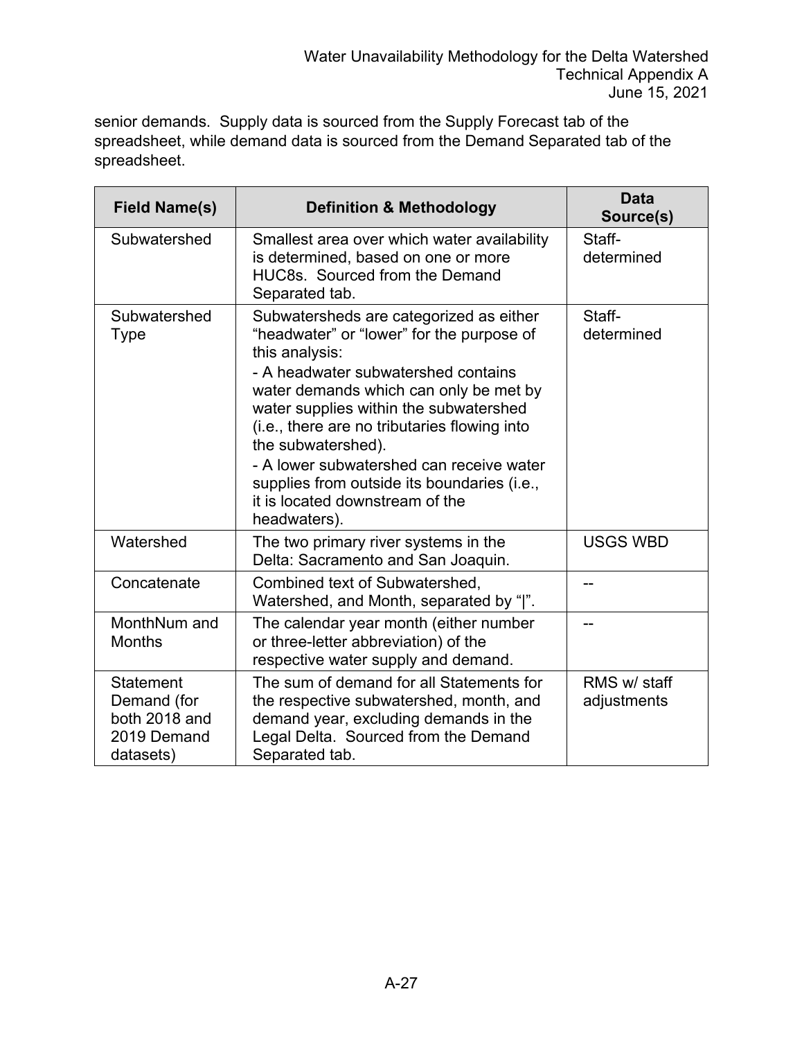senior demands. Supply data is sourced from the Supply Forecast tab of the spreadsheet, while demand data is sourced from the Demand Separated tab of the spreadsheet.

| Field Name(s) | Definition & Methodology | Data Source(s) |
|---|---|---|
| Subwatershed | Smallest area over which water availability is determined, based on one or more HUC8s. Sourced from the Demand Separated tab. | Staff-determined |
| Subwatershed Type | Subwatersheds are categorized as either "headwater" or "lower" for the purpose of this analysis:<br>- A headwater subwatershed contains water demands which can only be met by water supplies within the subwatershed (i.e., there are no tributaries flowing into the subwatershed).<br>- A lower subwatershed can receive water supplies from outside its boundaries (i.e., it is located downstream of the headwaters). | Staff-determined |
| Watershed | The two primary river systems in the Delta: Sacramento and San Joaquin. | USGS WBD |
| Concatenate | Combined text of Subwatershed, Watershed, and Month, separated by "\|". | -- |
| MonthNum and Months | The calendar year month (either number or three-letter abbreviation) of the respective water supply and demand. | -- |
| Statement Demand (for both 2018 and 2019 Demand datasets) | The sum of demand for all Statements for the respective subwatershed, month, and demand year, excluding demands in the Legal Delta. Sourced from the Demand Separated tab. | RMS w/ staff adjustments |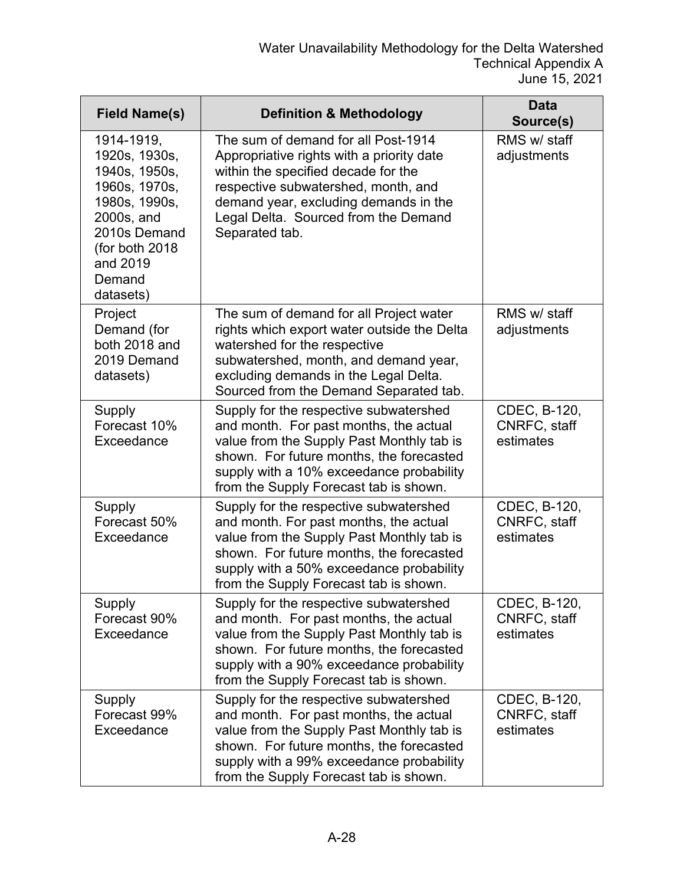| Field Name(s) | Definition & Methodology | Data Source(s) |
| --- | --- | --- |
| 1914-1919, 1920s, 1930s, 1940s, 1950s, 1960s, 1970s, 1980s, 1990s, 2000s, and 2010s Demand (for both 2018 and 2019 Demand datasets) | The sum of demand for all Post-1914 Appropriative rights with a priority date within the specified decade for the respective subwatershed, month, and demand year, excluding demands in the Legal Delta. Sourced from the Demand Separated tab. | RMS w/ staff adjustments |
| Project Demand (for both 2018 and 2019 Demand datasets) | The sum of demand for all Project water rights which export water outside the Delta watershed for the respective subwatershed, month, and demand year, excluding demands in the Legal Delta. Sourced from the Demand Separated tab. | RMS w/ staff adjustments |
| Supply Forecast 10% Exceedance | Supply for the respective subwatershed and month. For past months, the actual value from the Supply Past Monthly tab is shown. For future months, the forecasted supply with a 10% exceedance probability from the Supply Forecast tab is shown. | CDEC, B-120, CNRFC, staff estimates |
| Supply Forecast 50% Exceedance | Supply for the respective subwatershed and month. For past months, the actual value from the Supply Past Monthly tab is shown. For future months, the forecasted supply with a 50% exceedance probability from the Supply Forecast tab is shown. | CDEC, B-120, CNRFC, staff estimates |
| Supply Forecast 90% Exceedance | Supply for the respective subwatershed and month. For past months, the actual value from the Supply Past Monthly tab is shown. For future months, the forecasted supply with a 90% exceedance probability from the Supply Forecast tab is shown. | CDEC, B-120, CNRFC, staff estimates |
| Supply Forecast 99% Exceedance | Supply for the respective subwatershed and month. For past months, the actual value from the Supply Past Monthly tab is shown. For future months, the forecasted supply with a 99% exceedance probability from the Supply Forecast tab is shown. | CDEC, B-120, CNRFC, staff estimates |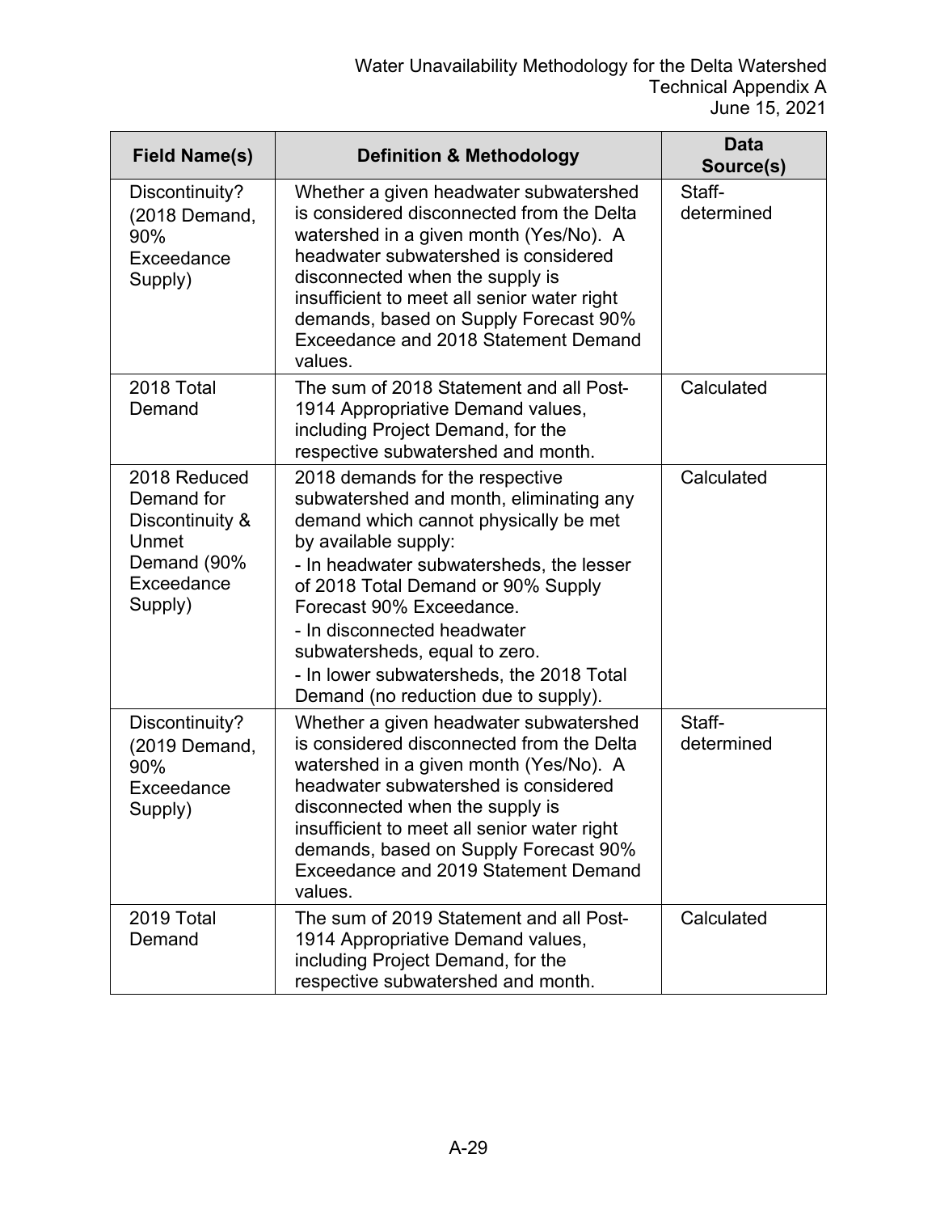| Field Name(s) | Definition & Methodology | Data Source(s) |
|---|---|---|
| Discontinuity? (2018 Demand, 90% Exceedance Supply) | Whether a given headwater subwatershed is considered disconnected from the Delta watershed in a given month (Yes/No). A headwater subwatershed is considered disconnected when the supply is insufficient to meet all senior water right demands, based on Supply Forecast 90% Exceedance and 2018 Statement Demand values. | Staff-determined |
| 2018 Total Demand | The sum of 2018 Statement and all Post-1914 Appropriative Demand values, including Project Demand, for the respective subwatershed and month. | Calculated |
| 2018 Reduced Demand for Discontinuity & Unmet Demand (90% Exceedance Supply) | 2018 demands for the respective subwatershed and month, eliminating any demand which cannot physically be met by available supply:<br>- In headwater subwatersheds, the lesser of 2018 Total Demand or 90% Supply Forecast 90% Exceedance.<br>- In disconnected headwater subwatersheds, equal to zero.<br>- In lower subwatersheds, the 2018 Total Demand (no reduction due to supply). | Calculated |
| Discontinuity? (2019 Demand, 90% Exceedance Supply) | Whether a given headwater subwatershed is considered disconnected from the Delta watershed in a given month (Yes/No). A headwater subwatershed is considered disconnected when the supply is insufficient to meet all senior water right demands, based on Supply Forecast 90% Exceedance and 2019 Statement Demand values. | Staff-determined |
| 2019 Total Demand | The sum of 2019 Statement and all Post-1914 Appropriative Demand values, including Project Demand, for the respective subwatershed and month. | Calculated |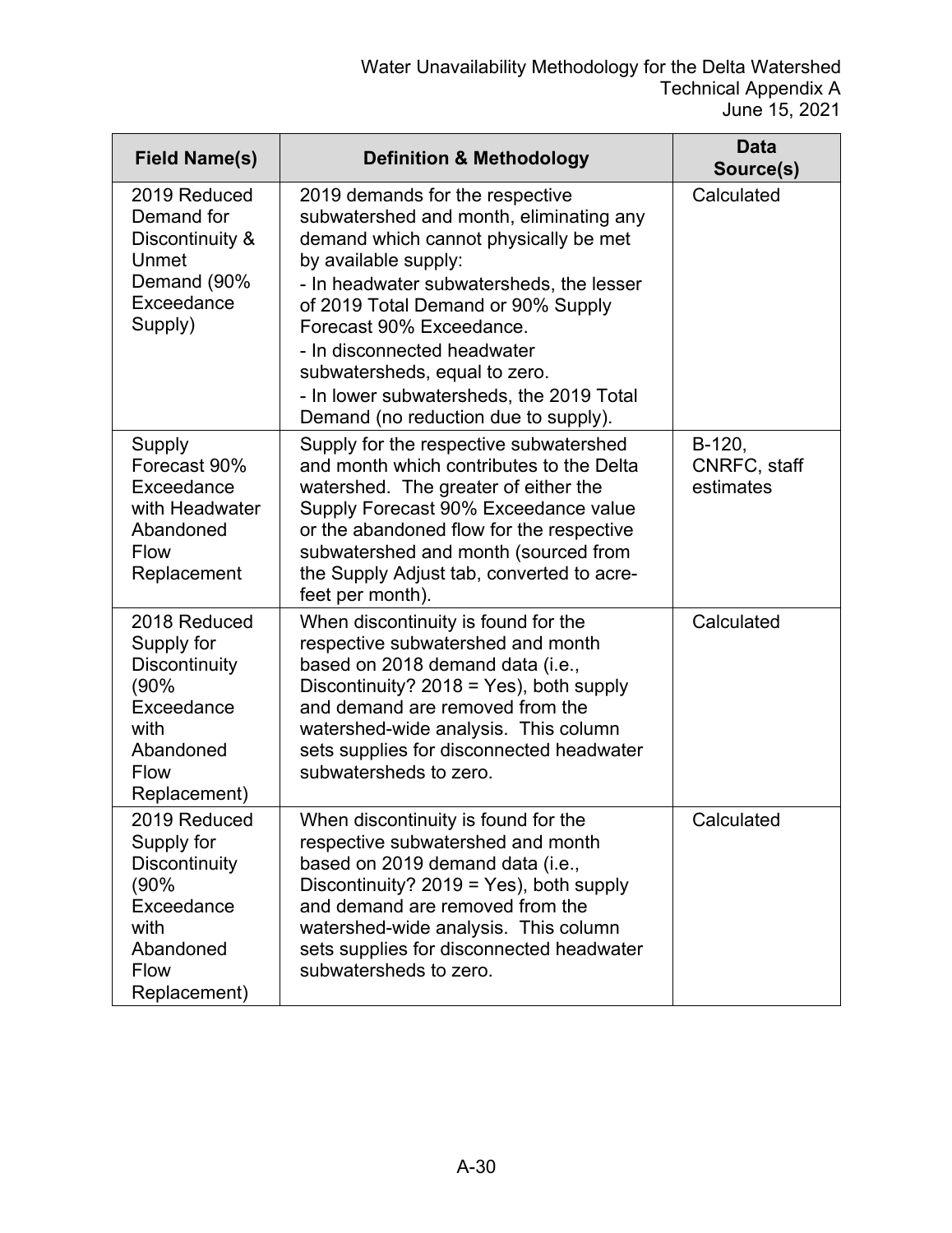| Field Name(s) | Definition & Methodology | Data Source(s) |
|---|---|---|
| 2019 Reduced Demand for Discontinuity & Unmet Demand (90% Exceedance Supply) | 2019 demands for the respective subwatershed and month, eliminating any demand which cannot physically be met by available supply:<br>- In headwater subwatersheds, the lesser of 2019 Total Demand or 90% Supply Forecast 90% Exceedance.<br>- In disconnected headwater subwatersheds, equal to zero.<br>- In lower subwatersheds, the 2019 Total Demand (no reduction due to supply). | Calculated |
| Supply Forecast 90% Exceedance with Headwater Abandoned Flow Replacement | Supply for the respective subwatershed and month which contributes to the Delta watershed. The greater of either the Supply Forecast 90% Exceedance value or the abandoned flow for the respective subwatershed and month (sourced from the Supply Adjust tab, converted to acre-feet per month). | B-120, CNRFC, staff estimates |
| 2018 Reduced Supply for Discontinuity (90% Exceedance with Abandoned Flow Replacement) | When discontinuity is found for the respective subwatershed and month based on 2018 demand data (i.e., Discontinuity? 2018 = Yes), both supply and demand are removed from the watershed-wide analysis. This column sets supplies for disconnected headwater subwatersheds to zero. | Calculated |
| 2019 Reduced Supply for Discontinuity (90% Exceedance with Abandoned Flow Replacement) | When discontinuity is found for the respective subwatershed and month based on 2019 demand data (i.e., Discontinuity? 2019 = Yes), both supply and demand are removed from the watershed-wide analysis. This column sets supplies for disconnected headwater subwatersheds to zero. | Calculated |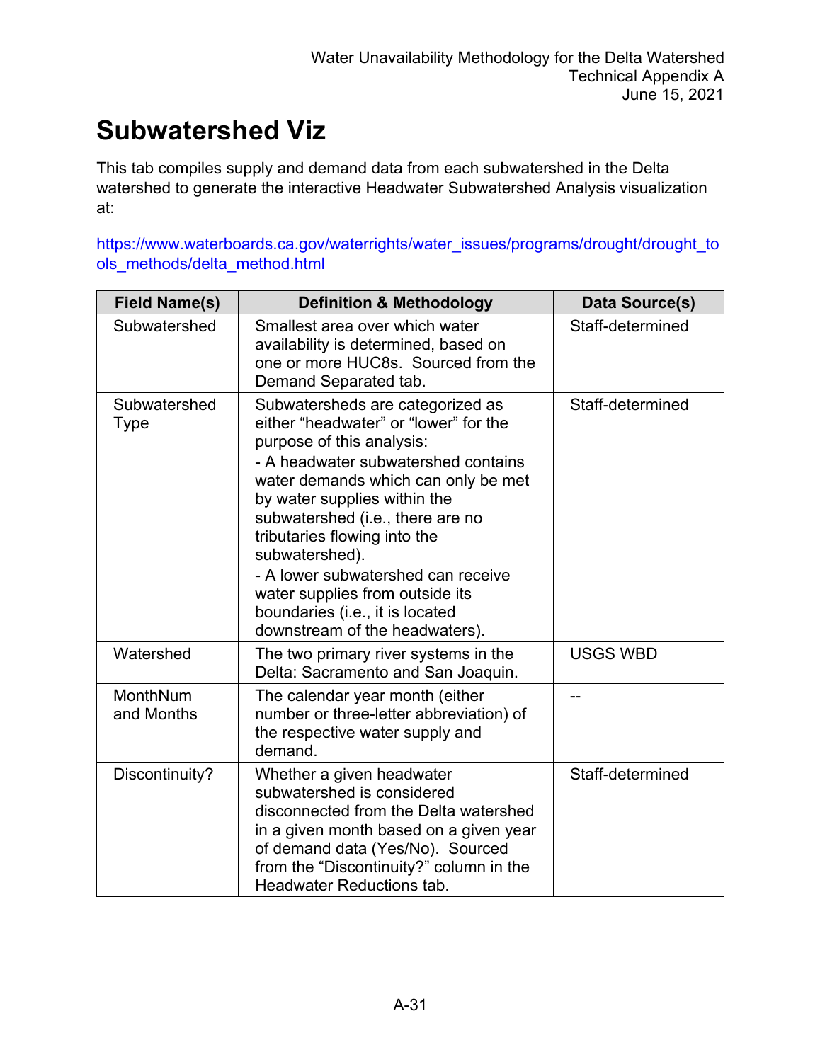# Subwatershed Viz

This tab compiles supply and demand data from each subwatershed in the Delta watershed to generate the interactive Headwater Subwatershed Analysis visualization at:

https://www.waterboards.ca.gov/waterrights/water_issues/programs/drought/drought_tools_methods/delta_method.html

| Field Name(s) | Definition & Methodology | Data Source(s) |
|---|---|---|
| Subwatershed | Smallest area over which water availability is determined, based on one or more HUC8s. Sourced from the Demand Separated tab. | Staff-determined |
| Subwatershed Type | Subwatersheds are categorized as either “headwater” or “lower” for the purpose of this analysis:<br>- A headwater subwatershed contains water demands which can only be met by water supplies within the subwatershed (i.e., there are no tributaries flowing into the subwatershed).<br>- A lower subwatershed can receive water supplies from outside its boundaries (i.e., it is located downstream of the headwaters). | Staff-determined |
| Watershed | The two primary river systems in the Delta: Sacramento and San Joaquin. | USGS WBD |
| MonthNum and Months | The calendar year month (either number or three-letter abbreviation) of the respective water supply and demand. | -- |
| Discontinuity? | Whether a given headwater subwatershed is considered disconnected from the Delta watershed in a given month based on a given year of demand data (Yes/No). Sourced from the “Discontinuity?” column in the Headwater Reductions tab. | Staff-determined |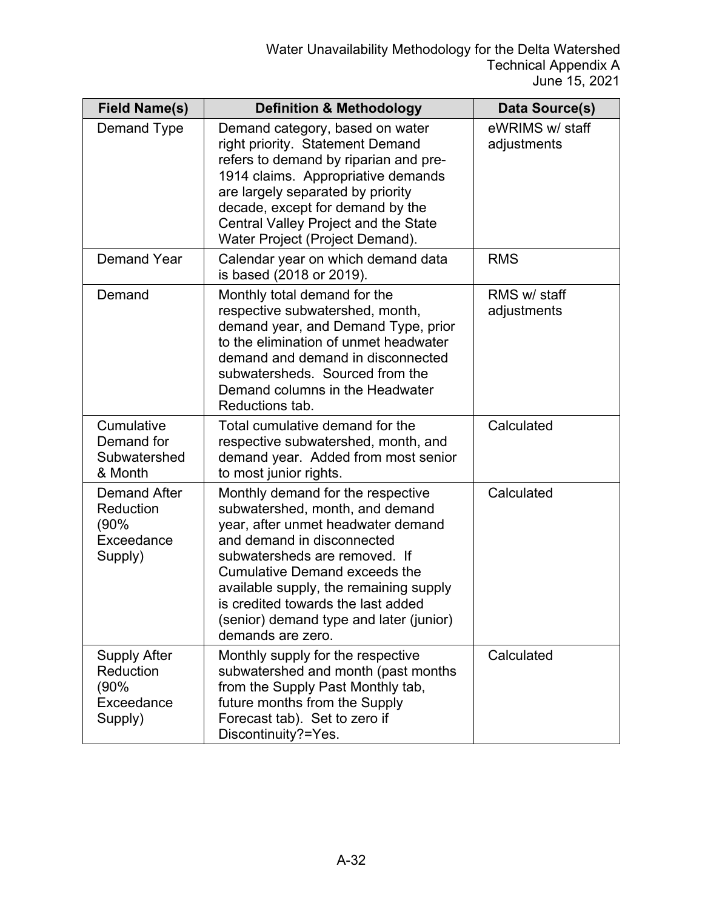| Field Name(s) | Definition & Methodology | Data Source(s) |
|---|---|---|
| Demand Type | Demand category, based on water right priority. Statement Demand refers to demand by riparian and pre-1914 claims. Appropriative demands are largely separated by priority decade, except for demand by the Central Valley Project and the State Water Project (Project Demand). | eWRIMS w/ staff adjustments |
| Demand Year | Calendar year on which demand data is based (2018 or 2019). | RMS |
| Demand | Monthly total demand for the respective subwatershed, month, demand year, and Demand Type, prior to the elimination of unmet headwater demand and demand in disconnected subwatersheds. Sourced from the Demand columns in the Headwater Reductions tab. | RMS w/ staff adjustments |
| Cumulative Demand for Subwatershed & Month | Total cumulative demand for the respective subwatershed, month, and demand year. Added from most senior to most junior rights. | Calculated |
| Demand After Reduction (90% Exceedance Supply) | Monthly demand for the respective subwatershed, month, and demand year, after unmet headwater demand and demand in disconnected subwatersheds are removed. If Cumulative Demand exceeds the available supply, the remaining supply is credited towards the last added (senior) demand type and later (junior) demands are zero. | Calculated |
| Supply After Reduction (90% Exceedance Supply) | Monthly supply for the respective subwatershed and month (past months from the Supply Past Monthly tab, future months from the Supply Forecast tab). Set to zero if Discontinuity?=Yes. | Calculated |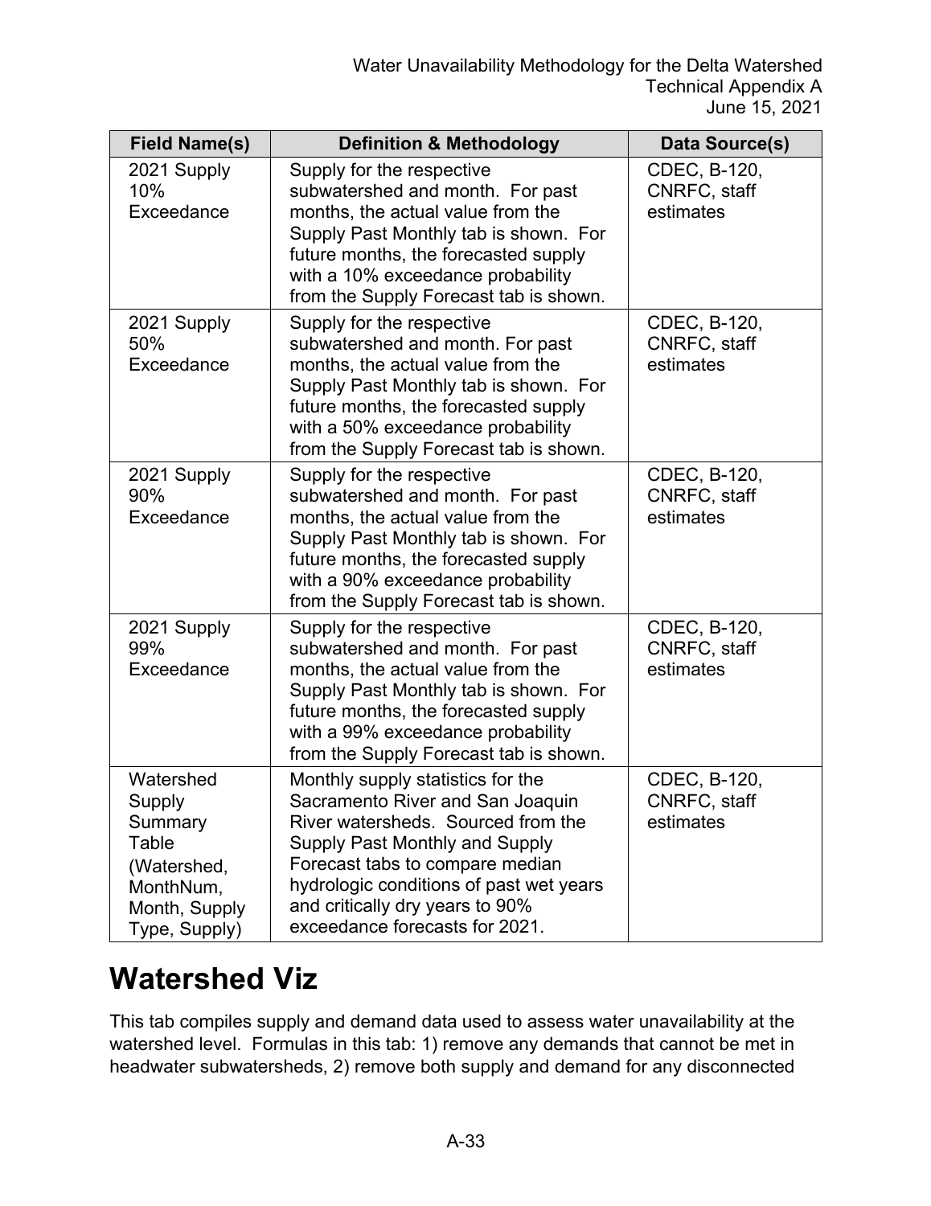| Field Name(s) | Definition & Methodology | Data Source(s) |
|---|---|---|
| 2021 Supply 10% Exceedance | Supply for the respective subwatershed and month. For past months, the actual value from the Supply Past Monthly tab is shown. For future months, the forecasted supply with a 10% exceedance probability from the Supply Forecast tab is shown. | CDEC, B-120, CNRFC, staff estimates |
| 2021 Supply 50% Exceedance | Supply for the respective subwatershed and month. For past months, the actual value from the Supply Past Monthly tab is shown. For future months, the forecasted supply with a 50% exceedance probability from the Supply Forecast tab is shown. | CDEC, B-120, CNRFC, staff estimates |
| 2021 Supply 90% Exceedance | Supply for the respective subwatershed and month. For past months, the actual value from the Supply Past Monthly tab is shown. For future months, the forecasted supply with a 90% exceedance probability from the Supply Forecast tab is shown. | CDEC, B-120, CNRFC, staff estimates |
| 2021 Supply 99% Exceedance | Supply for the respective subwatershed and month. For past months, the actual value from the Supply Past Monthly tab is shown. For future months, the forecasted supply with a 99% exceedance probability from the Supply Forecast tab is shown. | CDEC, B-120, CNRFC, staff estimates |
| Watershed Supply Summary Table (Watershed, MonthNum, Month, Supply Type, Supply) | Monthly supply statistics for the Sacramento River and San Joaquin River watersheds. Sourced from the Supply Past Monthly and Supply Forecast tabs to compare median hydrologic conditions of past wet years and critically dry years to 90% exceedance forecasts for 2021. | CDEC, B-120, CNRFC, staff estimates |

# Watershed Viz

This tab compiles supply and demand data used to assess water unavailability at the watershed level. Formulas in this tab: 1) remove any demands that cannot be met in headwater subwatersheds, 2) remove both supply and demand for any disconnected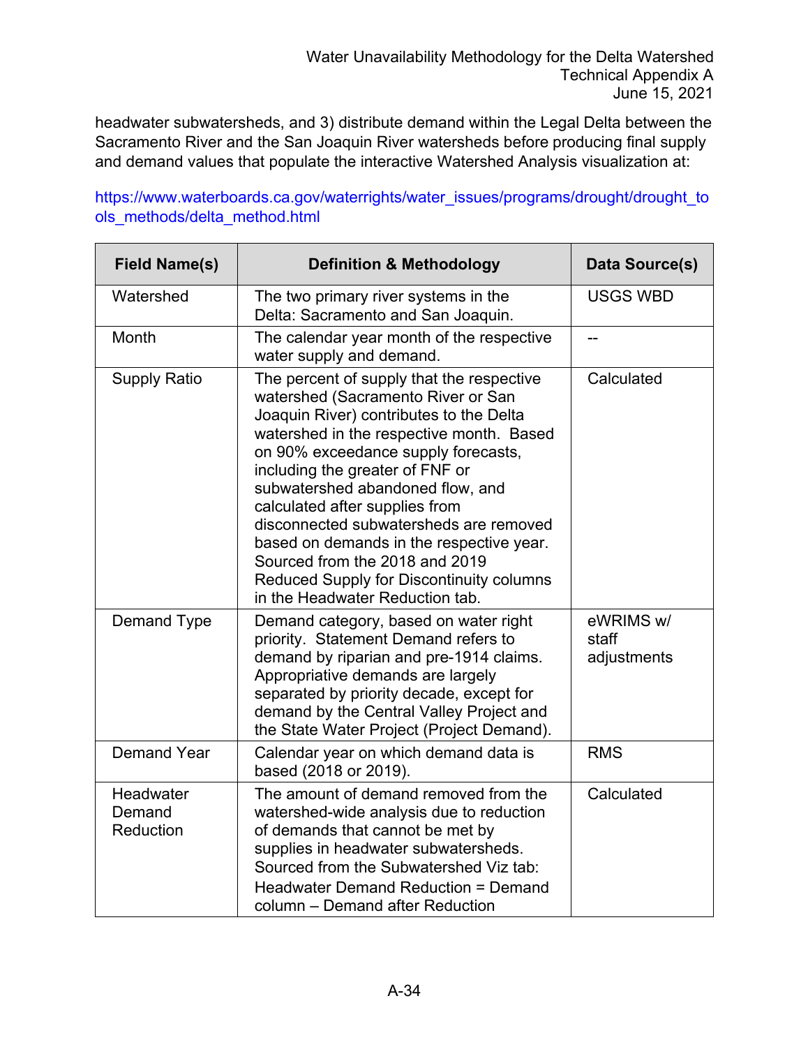headwater subwatersheds, and 3) distribute demand within the Legal Delta between the Sacramento River and the San Joaquin River watersheds before producing final supply and demand values that populate the interactive Watershed Analysis visualization at:

https://www.waterboards.ca.gov/waterrights/water_issues/programs/drought/drought_tools_methods/delta_method.html

| Field Name(s) | Definition & Methodology | Data Source(s) |
|---|---|---|
| Watershed | The two primary river systems in the Delta: Sacramento and San Joaquin. | USGS WBD |
| Month | The calendar year month of the respective water supply and demand. | -- |
| Supply Ratio | The percent of supply that the respective watershed (Sacramento River or San Joaquin River) contributes to the Delta watershed in the respective month. Based on 90% exceedance supply forecasts, including the greater of FNF or subwatershed abandoned flow, and calculated after supplies from disconnected subwatersheds are removed based on demands in the respective year. Sourced from the 2018 and 2019 Reduced Supply for Discontinuity columns in the Headwater Reduction tab. | Calculated |
| Demand Type | Demand category, based on water right priority. Statement Demand refers to demand by riparian and pre-1914 claims. Appropriative demands are largely separated by priority decade, except for demand by the Central Valley Project and the State Water Project (Project Demand). | eWRIMS w/ staff adjustments |
| Demand Year | Calendar year on which demand data is based (2018 or 2019). | RMS |
| Headwater Demand Reduction | The amount of demand removed from the watershed-wide analysis due to reduction of demands that cannot be met by supplies in headwater subwatersheds. Sourced from the Subwatershed Viz tab: Headwater Demand Reduction = Demand column – Demand after Reduction | Calculated |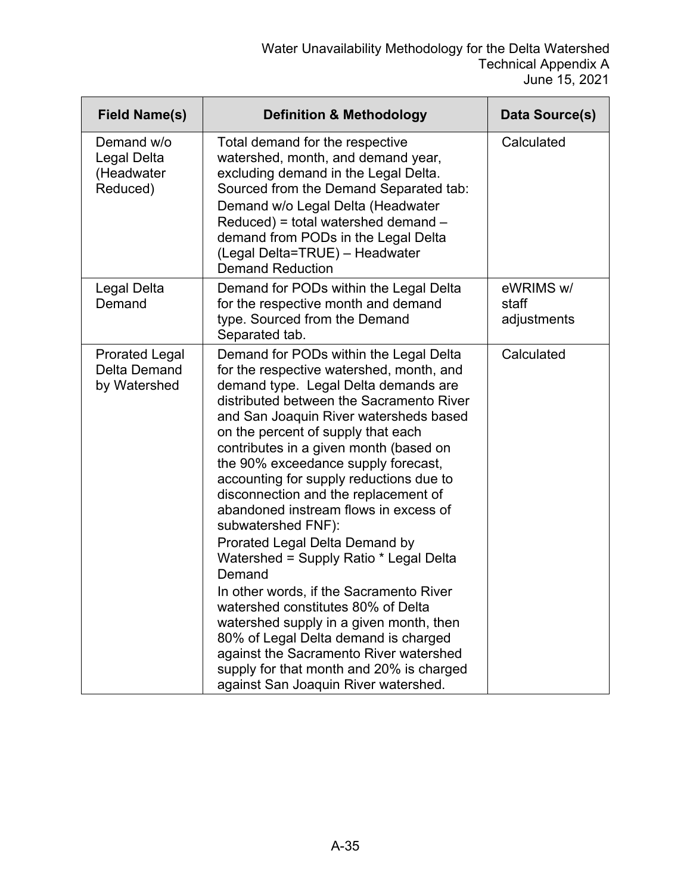| Field Name(s) | Definition & Methodology | Data Source(s) |
|---|---|---|
| Demand w/o Legal Delta (Headwater Reduced) | Total demand for the respective watershed, month, and demand year, excluding demand in the Legal Delta. Sourced from the Demand Separated tab: Demand w/o Legal Delta (Headwater Reduced) = total watershed demand – demand from PODs in the Legal Delta (Legal Delta=TRUE) – Headwater Demand Reduction | Calculated |
| Legal Delta Demand | Demand for PODs within the Legal Delta for the respective month and demand type. Sourced from the Demand Separated tab. | eWRIMS w/ staff adjustments |
| Prorated Legal Delta Demand by Watershed | Demand for PODs within the Legal Delta for the respective watershed, month, and demand type. Legal Delta demands are distributed between the Sacramento River and San Joaquin River watersheds based on the percent of supply that each contributes in a given month (based on the 90% exceedance supply forecast, accounting for supply reductions due to disconnection and the replacement of abandoned instream flows in excess of subwatershed FNF): Prorated Legal Delta Demand by Watershed = Supply Ratio * Legal Delta Demand In other words, if the Sacramento River watershed constitutes 80% of Delta watershed supply in a given month, then 80% of Legal Delta demand is charged against the Sacramento River watershed supply for that month and 20% is charged against San Joaquin River watershed. | Calculated |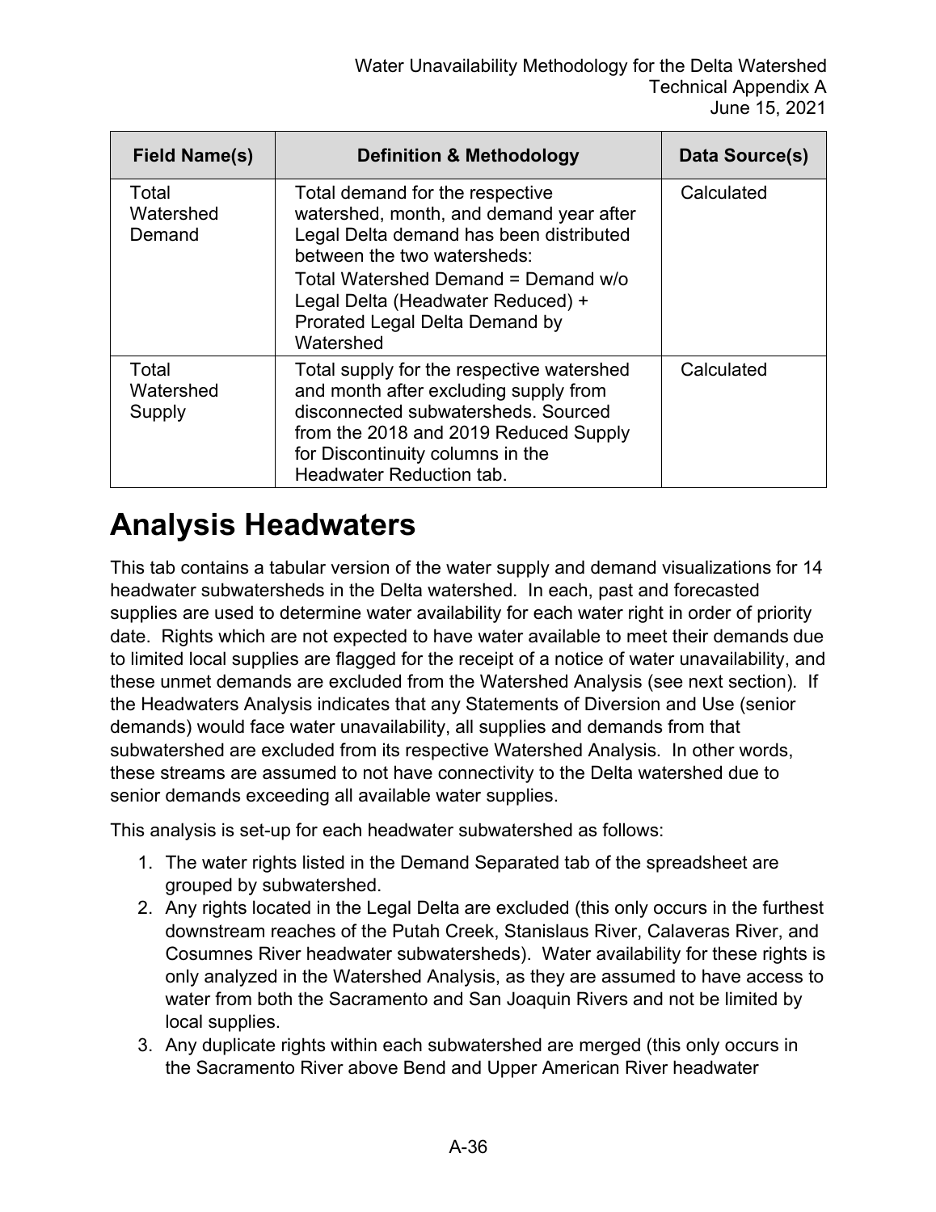| Field Name(s) | Definition & Methodology | Data Source(s) |
| --- | --- | --- |
| Total Watershed Demand | Total demand for the respective watershed, month, and demand year after Legal Delta demand has been distributed between the two watersheds:<br>Total Watershed Demand = Demand w/o Legal Delta (Headwater Reduced) + Prorated Legal Delta Demand by Watershed | Calculated |
| Total Watershed Supply | Total supply for the respective watershed and month after excluding supply from disconnected subwatersheds. Sourced from the 2018 and 2019 Reduced Supply for Discontinuity columns in the Headwater Reduction tab. | Calculated |

# Analysis Headwaters

This tab contains a tabular version of the water supply and demand visualizations for 14 headwater subwatersheds in the Delta watershed. In each, past and forecasted supplies are used to determine water availability for each water right in order of priority date. Rights which are not expected to have water available to meet their demands due to limited local supplies are flagged for the receipt of a notice of water unavailability, and these unmet demands are excluded from the Watershed Analysis (see next section). If the Headwaters Analysis indicates that any Statements of Diversion and Use (senior demands) would face water unavailability, all supplies and demands from that subwatershed are excluded from its respective Watershed Analysis. In other words, these streams are assumed to not have connectivity to the Delta watershed due to senior demands exceeding all available water supplies.

This analysis is set-up for each headwater subwatershed as follows:

1. The water rights listed in the Demand Separated tab of the spreadsheet are grouped by subwatershed.
2. Any rights located in the Legal Delta are excluded (this only occurs in the furthest downstream reaches of the Putah Creek, Stanislaus River, Calaveras River, and Cosumnes River headwater subwatersheds). Water availability for these rights is only analyzed in the Watershed Analysis, as they are assumed to have access to water from both the Sacramento and San Joaquin Rivers and not be limited by local supplies.
3. Any duplicate rights within each subwatershed are merged (this only occurs in the Sacramento River above Bend and Upper American River headwater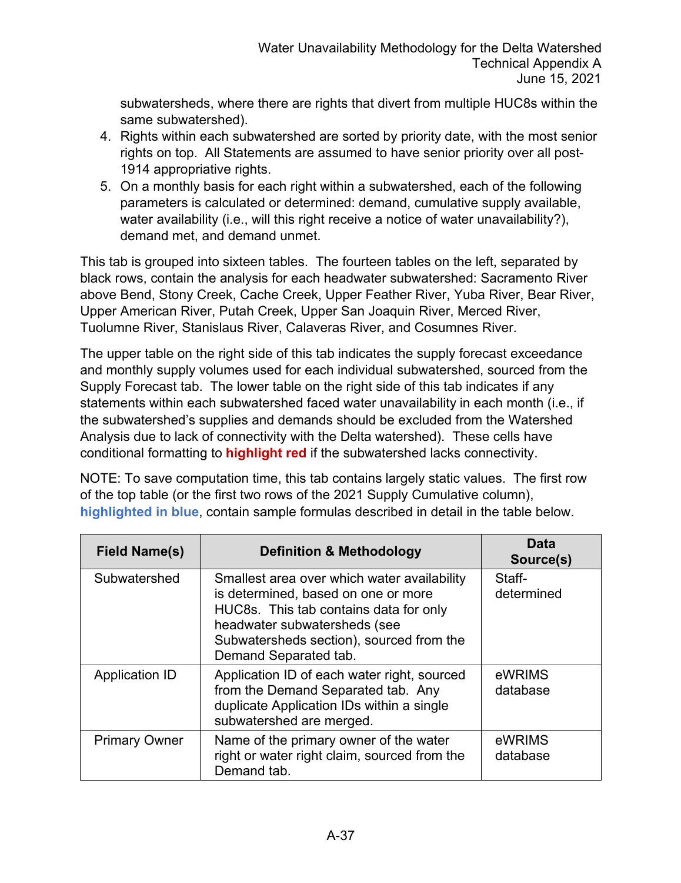subwatersheds, where there are rights that divert from multiple HUC8s within the same subwatershed).

4. Rights within each subwatershed are sorted by priority date, with the most senior rights on top. All Statements are assumed to have senior priority over all post-1914 appropriative rights.
5. On a monthly basis for each right within a subwatershed, each of the following parameters is calculated or determined: demand, cumulative supply available, water availability (i.e., will this right receive a notice of water unavailability?), demand met, and demand unmet.

This tab is grouped into sixteen tables. The fourteen tables on the left, separated by black rows, contain the analysis for each headwater subwatershed: Sacramento River above Bend, Stony Creek, Cache Creek, Upper Feather River, Yuba River, Bear River, Upper American River, Putah Creek, Upper San Joaquin River, Merced River, Tuolumne River, Stanislaus River, Calaveras River, and Cosumnes River.

The upper table on the right side of this tab indicates the supply forecast exceedance and monthly supply volumes used for each individual subwatershed, sourced from the Supply Forecast tab. The lower table on the right side of this tab indicates if any statements within each subwatershed faced water unavailability in each month (i.e., if the subwatershed's supplies and demands should be excluded from the Watershed Analysis due to lack of connectivity with the Delta watershed). These cells have conditional formatting to **highlight red** if the subwatershed lacks connectivity.

NOTE: To save computation time, this tab contains largely static values. The first row of the top table (or the first two rows of the 2021 Supply Cumulative column), **highlighted in blue**, contain sample formulas described in detail in the table below.

| Field Name(s) | Definition & Methodology | Data Source(s) |
|---|---|---|
| Subwatershed | Smallest area over which water availability is determined, based on one or more HUC8s. This tab contains data for only headwater subwatersheds (see Subwatersheds section), sourced from the Demand Separated tab. | Staff-determined |
| Application ID | Application ID of each water right, sourced from the Demand Separated tab. Any duplicate Application IDs within a single subwatershed are merged. | eWRIMS database |
| Primary Owner | Name of the primary owner of the water right or water right claim, sourced from the Demand tab. | eWRIMS database |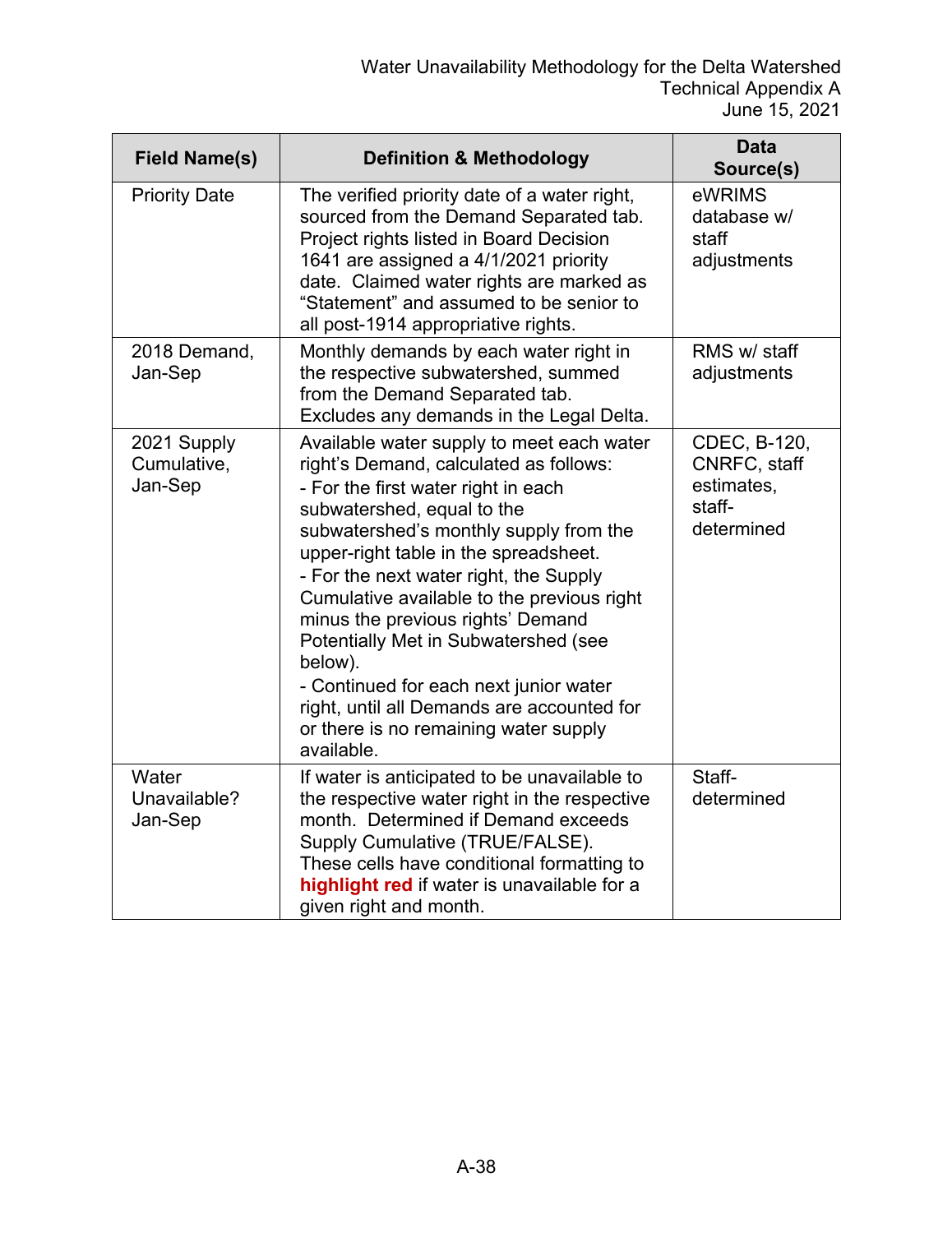| Field Name(s) | Definition & Methodology | Data Source(s) |
|---|---|---|
| Priority Date | The verified priority date of a water right, sourced from the Demand Separated tab. Project rights listed in Board Decision 1641 are assigned a 4/1/2021 priority date. Claimed water rights are marked as "Statement" and assumed to be senior to all post-1914 appropriative rights. | eWRIMS database w/ staff adjustments |
| 2018 Demand, Jan-Sep | Monthly demands by each water right in the respective subwatershed, summed from the Demand Separated tab. Excludes any demands in the Legal Delta. | RMS w/ staff adjustments |
| 2021 Supply Cumulative, Jan-Sep | Available water supply to meet each water right's Demand, calculated as follows:<br>- For the first water right in each subwatershed, equal to the subwatershed's monthly supply from the upper-right table in the spreadsheet.<br>- For the next water right, the Supply Cumulative available to the previous right minus the previous rights' Demand Potentially Met in Subwatershed (see below).<br>- Continued for each next junior water right, until all Demands are accounted for or there is no remaining water supply available. | CDEC, B-120, CNRFC, staff estimates, staff-determined |
| Water Unavailable? Jan-Sep | If water is anticipated to be unavailable to the respective water right in the respective month. Determined if Demand exceeds Supply Cumulative (TRUE/FALSE). These cells have conditional formatting to **highlight red** if water is unavailable for a given right and month. | Staff-determined |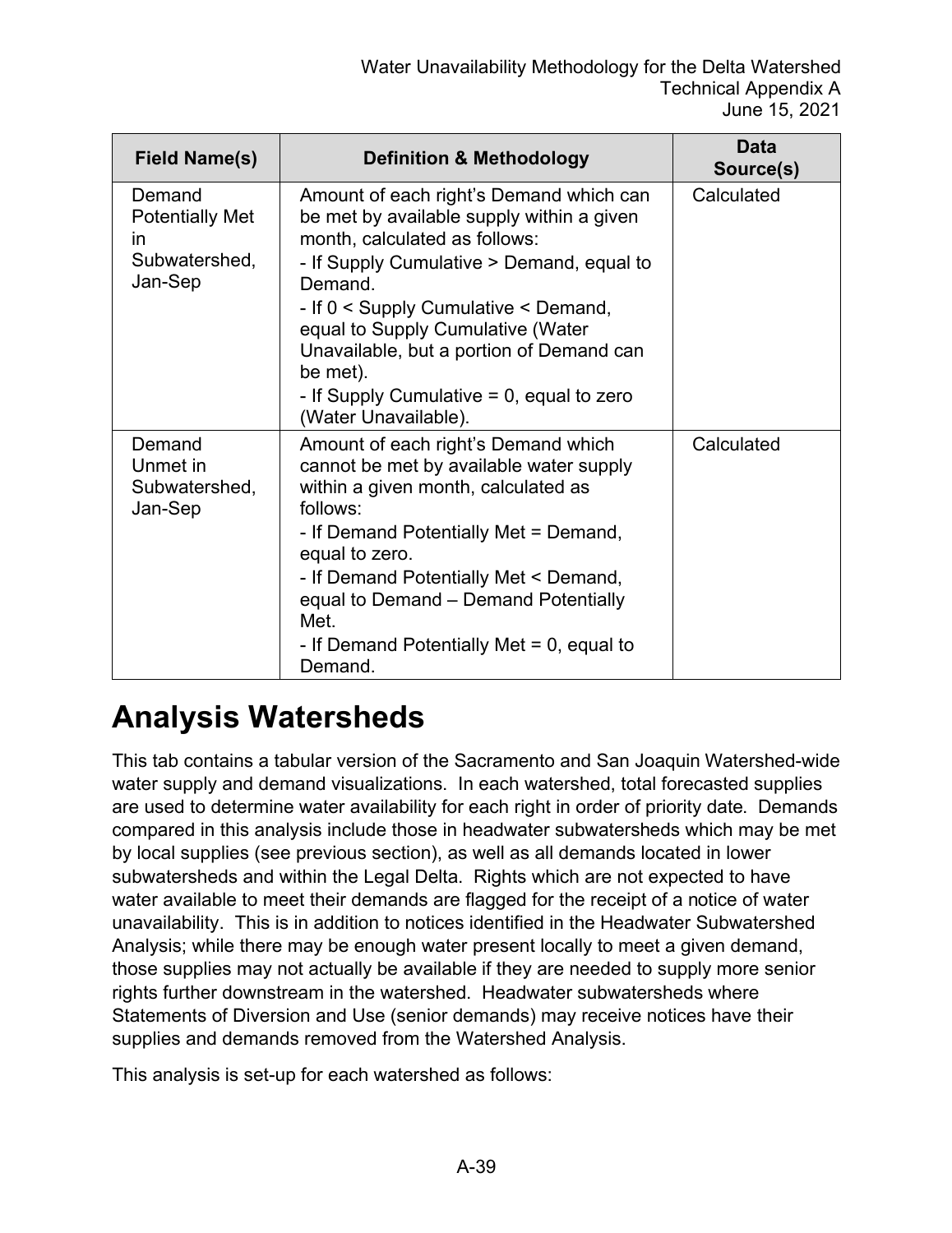| Field Name(s) | Definition & Methodology | Data Source(s) |
|---|---|---|
| Demand Potentially Met in Subwatershed, Jan-Sep | Amount of each right's Demand which can be met by available supply within a given month, calculated as follows: - If Supply Cumulative > Demand, equal to Demand. - If 0 < Supply Cumulative < Demand, equal to Supply Cumulative (Water Unavailable, but a portion of Demand can be met). - If Supply Cumulative = 0, equal to zero (Water Unavailable). | Calculated |
| Demand Unmet in Subwatershed, Jan-Sep | Amount of each right's Demand which cannot be met by available water supply within a given month, calculated as follows: - If Demand Potentially Met = Demand, equal to zero. - If Demand Potentially Met < Demand, equal to Demand – Demand Potentially Met. - If Demand Potentially Met = 0, equal to Demand. | Calculated |

# Analysis Watersheds

This tab contains a tabular version of the Sacramento and San Joaquin Watershed-wide water supply and demand visualizations. In each watershed, total forecasted supplies are used to determine water availability for each right in order of priority date. Demands compared in this analysis include those in headwater subwatersheds which may be met by local supplies (see previous section), as well as all demands located in lower subwatersheds and within the Legal Delta. Rights which are not expected to have water available to meet their demands are flagged for the receipt of a notice of water unavailability. This is in addition to notices identified in the Headwater Subwatershed Analysis; while there may be enough water present locally to meet a given demand, those supplies may not actually be available if they are needed to supply more senior rights further downstream in the watershed. Headwater subwatersheds where Statements of Diversion and Use (senior demands) may receive notices have their supplies and demands removed from the Watershed Analysis.

This analysis is set-up for each watershed as follows: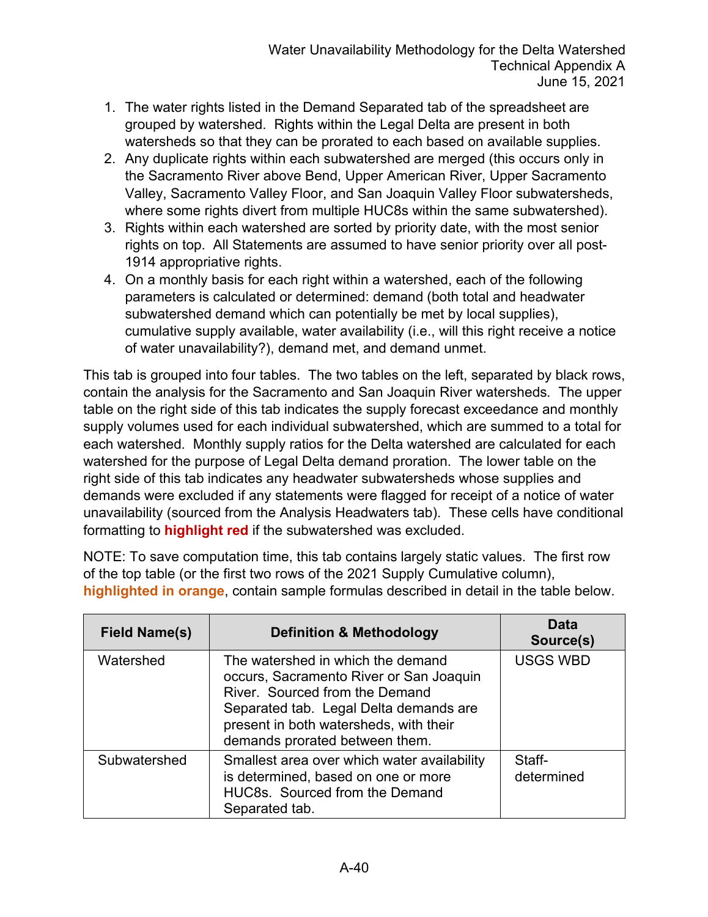1. The water rights listed in the Demand Separated tab of the spreadsheet are grouped by watershed. Rights within the Legal Delta are present in both watersheds so that they can be prorated to each based on available supplies.
2. Any duplicate rights within each subwatershed are merged (this occurs only in the Sacramento River above Bend, Upper American River, Upper Sacramento Valley, Sacramento Valley Floor, and San Joaquin Valley Floor subwatersheds, where some rights divert from multiple HUC8s within the same subwatershed).
3. Rights within each watershed are sorted by priority date, with the most senior rights on top. All Statements are assumed to have senior priority over all post-1914 appropriative rights.
4. On a monthly basis for each right within a watershed, each of the following parameters is calculated or determined: demand (both total and headwater subwatershed demand which can potentially be met by local supplies), cumulative supply available, water availability (i.e., will this right receive a notice of water unavailability?), demand met, and demand unmet.

This tab is grouped into four tables. The two tables on the left, separated by black rows, contain the analysis for the Sacramento and San Joaquin River watersheds. The upper table on the right side of this tab indicates the supply forecast exceedance and monthly supply volumes used for each individual subwatershed, which are summed to a total for each watershed. Monthly supply ratios for the Delta watershed are calculated for each watershed for the purpose of Legal Delta demand proration. The lower table on the right side of this tab indicates any headwater subwatersheds whose supplies and demands were excluded if any statements were flagged for receipt of a notice of water unavailability (sourced from the Analysis Headwaters tab). These cells have conditional formatting to **highlight red** if the subwatershed was excluded.

NOTE: To save computation time, this tab contains largely static values. The first row of the top table (or the first two rows of the 2021 Supply Cumulative column), **highlighted in orange**, contain sample formulas described in detail in the table below.

| Field Name(s) | Definition & Methodology | Data Source(s) |
|---|---|---|
| Watershed | The watershed in which the demand occurs, Sacramento River or San Joaquin River. Sourced from the Demand Separated tab. Legal Delta demands are present in both watersheds, with their demands prorated between them. | USGS WBD |
| Subwatershed | Smallest area over which water availability is determined, based on one or more HUC8s. Sourced from the Demand Separated tab. | Staff-determined |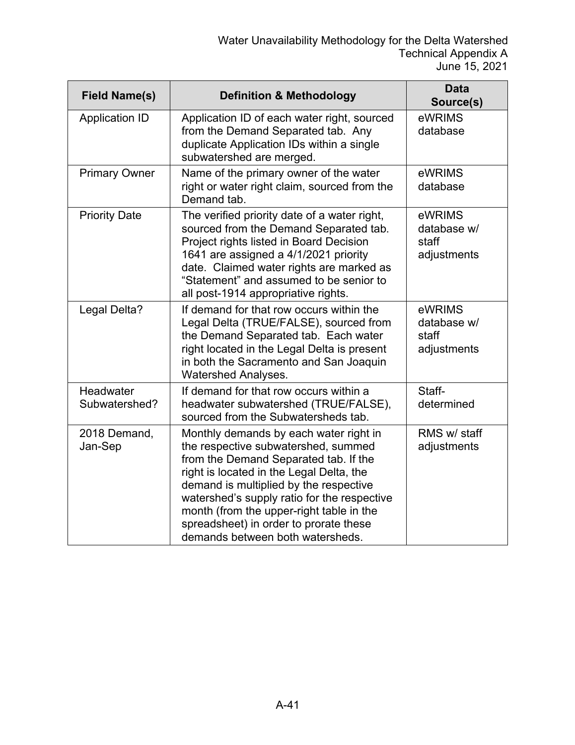| Field Name(s) | Definition & Methodology | Data Source(s) |
|---|---|---|
| Application ID | Application ID of each water right, sourced from the Demand Separated tab. Any duplicate Application IDs within a single subwatershed are merged. | eWRIMS database |
| Primary Owner | Name of the primary owner of the water right or water right claim, sourced from the Demand tab. | eWRIMS database |
| Priority Date | The verified priority date of a water right, sourced from the Demand Separated tab. Project rights listed in Board Decision 1641 are assigned a 4/1/2021 priority date. Claimed water rights are marked as "Statement" and assumed to be senior to all post-1914 appropriative rights. | eWRIMS database w/ staff adjustments |
| Legal Delta? | If demand for that row occurs within the Legal Delta (TRUE/FALSE), sourced from the Demand Separated tab. Each water right located in the Legal Delta is present in both the Sacramento and San Joaquin Watershed Analyses. | eWRIMS database w/ staff adjustments |
| Headwater Subwatershed? | If demand for that row occurs within a headwater subwatershed (TRUE/FALSE), sourced from the Subwatersheds tab. | Staff-determined |
| 2018 Demand, Jan-Sep | Monthly demands by each water right in the respective subwatershed, summed from the Demand Separated tab. If the right is located in the Legal Delta, the demand is multiplied by the respective watershed's supply ratio for the respective month (from the upper-right table in the spreadsheet) in order to prorate these demands between both watersheds. | RMS w/ staff adjustments |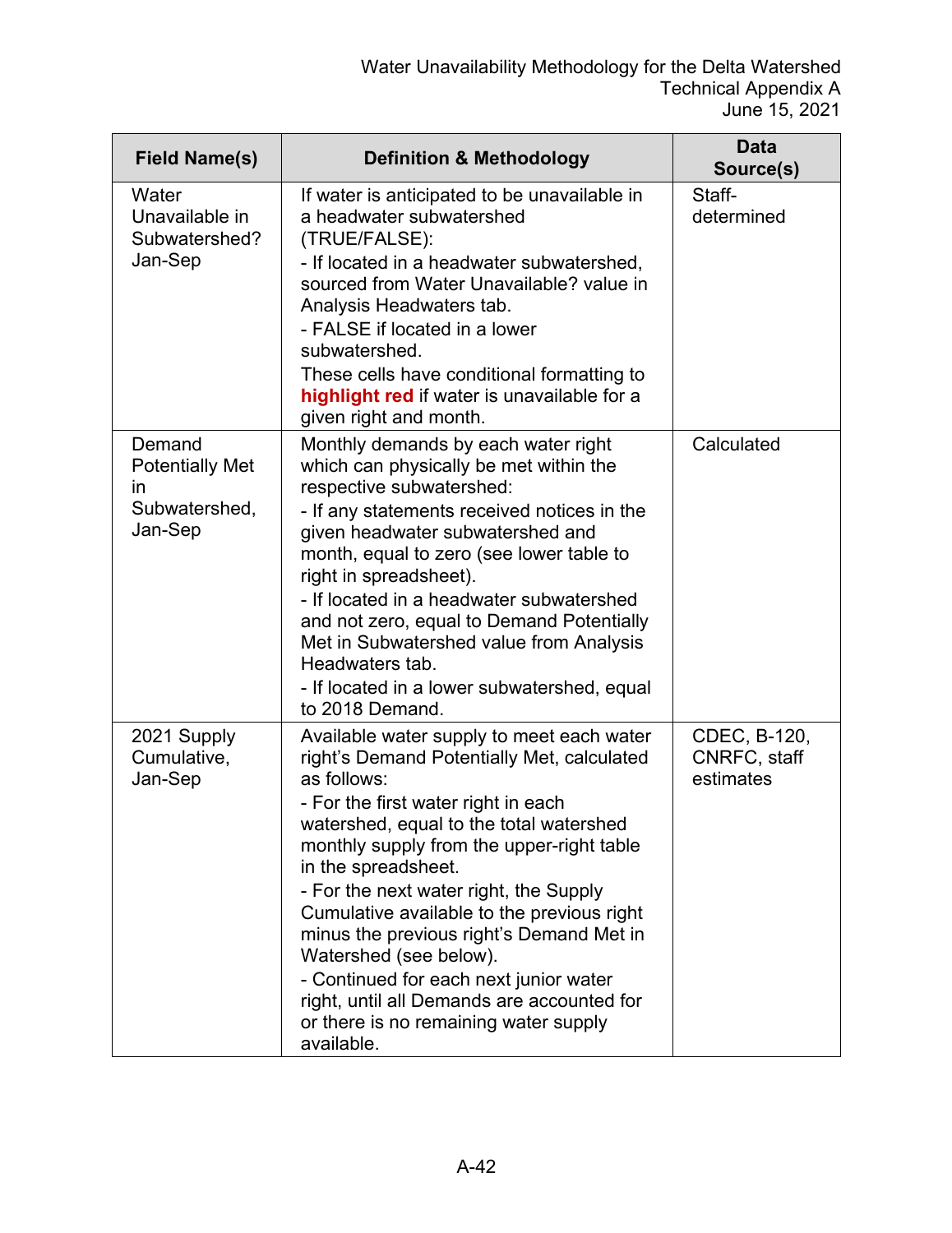| Field Name(s) | Definition & Methodology | Data Source(s) |
|---|---|---|
| Water Unavailable in Subwatershed? Jan-Sep | If water is anticipated to be unavailable in a headwater subwatershed (TRUE/FALSE):<br>- If located in a headwater subwatershed, sourced from Water Unavailable? value in Analysis Headwaters tab.<br>- FALSE if located in a lower subwatershed.<br>These cells have conditional formatting to **highlight red** if water is unavailable for a given right and month. | Staff-determined |
| Demand Potentially Met in Subwatershed, Jan-Sep | Monthly demands by each water right which can physically be met within the respective subwatershed:<br>- If any statements received notices in the given headwater subwatershed and month, equal to zero (see lower table to right in spreadsheet).<br>- If located in a headwater subwatershed and not zero, equal to Demand Potentially Met in Subwatershed value from Analysis Headwaters tab.<br>- If located in a lower subwatershed, equal to 2018 Demand. | Calculated |
| 2021 Supply Cumulative, Jan-Sep | Available water supply to meet each water right's Demand Potentially Met, calculated as follows:<br>- For the first water right in each watershed, equal to the total watershed monthly supply from the upper-right table in the spreadsheet.<br>- For the next water right, the Supply Cumulative available to the previous right minus the previous right's Demand Met in Watershed (see below).<br>- Continued for each next junior water right, until all Demands are accounted for or there is no remaining water supply available. | CDEC, B-120, CNRFC, staff estimates |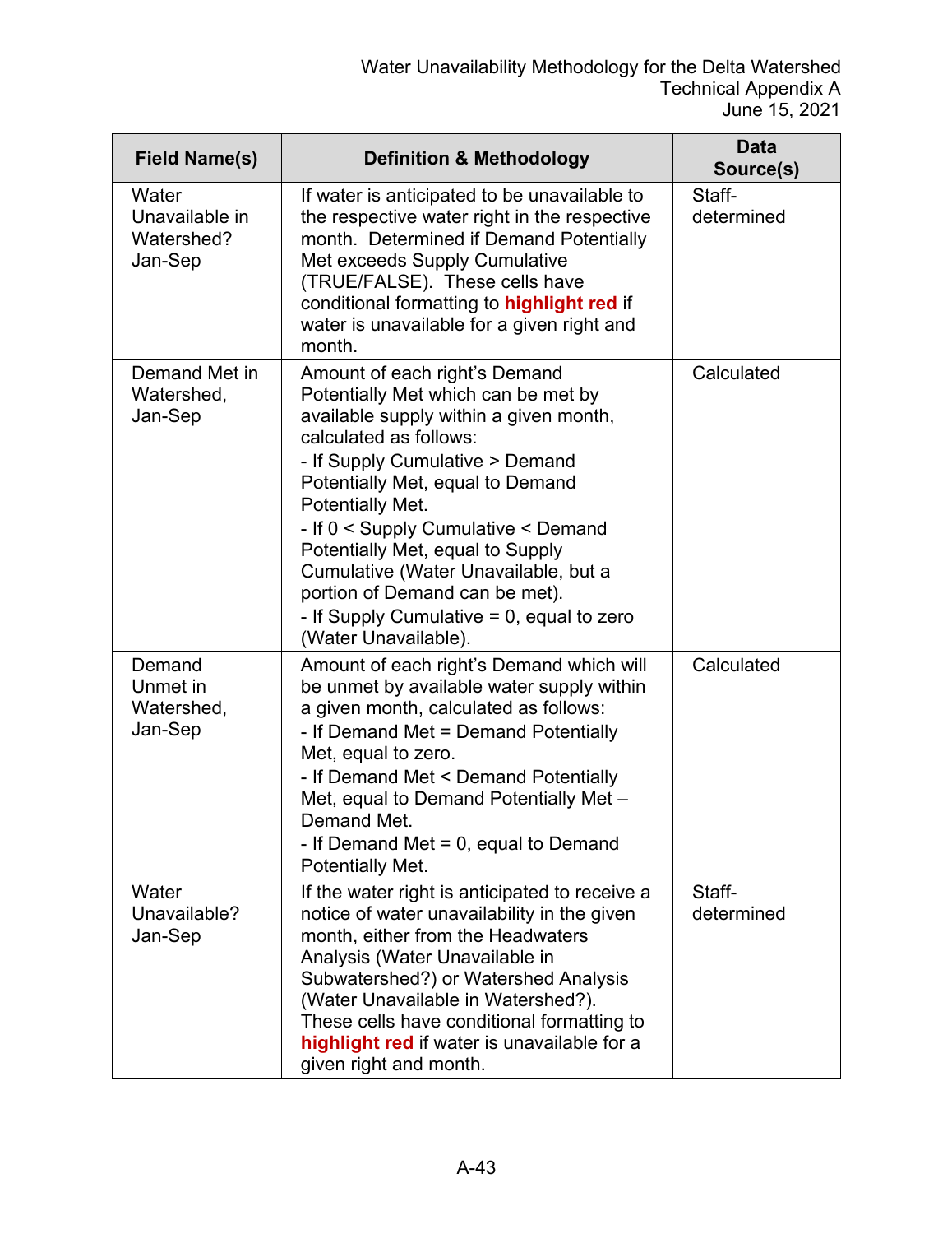| Field Name(s) | Definition & Methodology | Data Source(s) |
|---|---|---|
| Water Unavailable in Watershed? Jan-Sep | If water is anticipated to be unavailable to the respective water right in the respective month. Determined if Demand Potentially Met exceeds Supply Cumulative (TRUE/FALSE). These cells have conditional formatting to **highlight red** if water is unavailable for a given right and month. | Staff-determined |
| Demand Met in Watershed, Jan-Sep | Amount of each right's Demand Potentially Met which can be met by available supply within a given month, calculated as follows:<br>- If Supply Cumulative > Demand Potentially Met, equal to Demand Potentially Met.<br>- If 0 < Supply Cumulative < Demand Potentially Met, equal to Supply Cumulative (Water Unavailable, but a portion of Demand can be met).<br>- If Supply Cumulative = 0, equal to zero (Water Unavailable). | Calculated |
| Demand Unmet in Watershed, Jan-Sep | Amount of each right's Demand which will be unmet by available water supply within a given month, calculated as follows:<br>- If Demand Met = Demand Potentially Met, equal to zero.<br>- If Demand Met < Demand Potentially Met, equal to Demand Potentially Met – Demand Met.<br>- If Demand Met = 0, equal to Demand Potentially Met. | Calculated |
| Water Unavailable? Jan-Sep | If the water right is anticipated to receive a notice of water unavailability in the given month, either from the Headwaters Analysis (Water Unavailable in Subwatershed?) or Watershed Analysis (Water Unavailable in Watershed?). These cells have conditional formatting to **highlight red** if water is unavailable for a given right and month. | Staff-determined |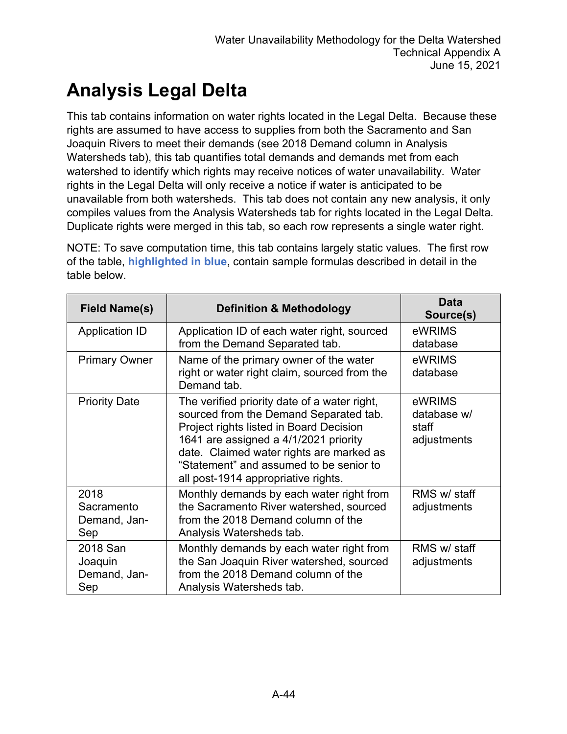# Analysis Legal Delta

This tab contains information on water rights located in the Legal Delta. Because these rights are assumed to have access to supplies from both the Sacramento and San Joaquin Rivers to meet their demands (see 2018 Demand column in Analysis Watersheds tab), this tab quantifies total demands and demands met from each watershed to identify which rights may receive notices of water unavailability. Water rights in the Legal Delta will only receive a notice if water is anticipated to be unavailable from both watersheds. This tab does not contain any new analysis, it only compiles values from the Analysis Watersheds tab for rights located in the Legal Delta. Duplicate rights were merged in this tab, so each row represents a single water right.

NOTE: To save computation time, this tab contains largely static values. The first row of the table, **highlighted in blue**, contain sample formulas described in detail in the table below.

| Field Name(s) | Definition & Methodology | Data Source(s) |
|---|---|---|
| Application ID | Application ID of each water right, sourced from the Demand Separated tab. | eWRIMS database |
| Primary Owner | Name of the primary owner of the water right or water right claim, sourced from the Demand tab. | eWRIMS database |
| Priority Date | The verified priority date of a water right, sourced from the Demand Separated tab. Project rights listed in Board Decision 1641 are assigned a 4/1/2021 priority date. Claimed water rights are marked as "Statement" and assumed to be senior to all post-1914 appropriative rights. | eWRIMS database w/ staff adjustments |
| 2018 Sacramento Demand, Jan-Sep | Monthly demands by each water right from the Sacramento River watershed, sourced from the 2018 Demand column of the Analysis Watersheds tab. | RMS w/ staff adjustments |
| 2018 San Joaquin Demand, Jan-Sep | Monthly demands by each water right from the San Joaquin River watershed, sourced from the 2018 Demand column of the Analysis Watersheds tab. | RMS w/ staff adjustments |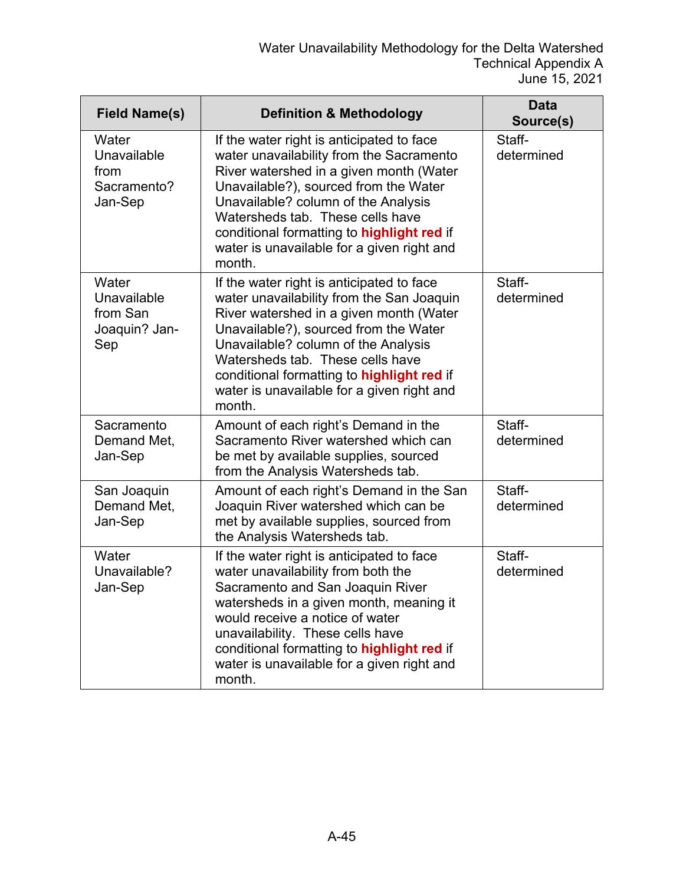| Field Name(s) | Definition & Methodology | Data Source(s) |
| --- | --- | --- |
| Water Unavailable from Sacramento? Jan-Sep | If the water right is anticipated to face water unavailability from the Sacramento River watershed in a given month (Water Unavailable?), sourced from the Water Unavailable? column of the Analysis Watersheds tab. These cells have conditional formatting to **highlight red** if water is unavailable for a given right and month. | Staff-determined |
| Water Unavailable from San Joaquin? Jan-Sep | If the water right is anticipated to face water unavailability from the San Joaquin River watershed in a given month (Water Unavailable?), sourced from the Water Unavailable? column of the Analysis Watersheds tab. These cells have conditional formatting to **highlight red** if water is unavailable for a given right and month. | Staff-determined |
| Sacramento Demand Met, Jan-Sep | Amount of each right's Demand in the Sacramento River watershed which can be met by available supplies, sourced from the Analysis Watersheds tab. | Staff-determined |
| San Joaquin Demand Met, Jan-Sep | Amount of each right's Demand in the San Joaquin River watershed which can be met by available supplies, sourced from the Analysis Watersheds tab. | Staff-determined |
| Water Unavailable? Jan-Sep | If the water right is anticipated to face water unavailability from both the Sacramento and San Joaquin River watersheds in a given month, meaning it would receive a notice of water unavailability. These cells have conditional formatting to **highlight red** if water is unavailable for a given right and month. | Staff-determined |